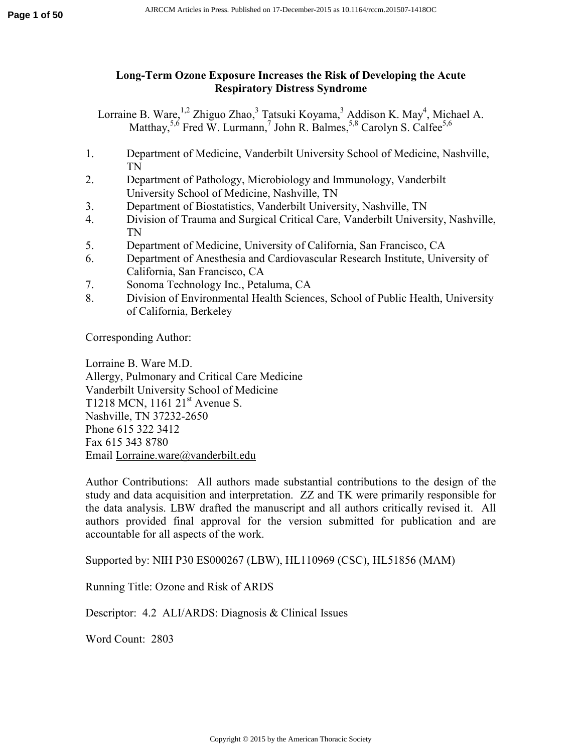# Long-Term Ozone Exposure Increases the Risk of Developing the Acute Respiratory Distress Syndrome

Lorraine B. Ware,[1,2] Zhiguo Zhao,[3] Tatsuki Koyama,[3] Addison K. May[4], Michael A. Matthay,[5,6] Fred W. Lurmann,[7] John R. Balmes,[5,8] Carolyn S. Calfee[5,6]

1. Department of Medicine, Vanderbilt University School of Medicine, Nashville, TN
2. Department of Pathology, Microbiology and Immunology, Vanderbilt University School of Medicine, Nashville, TN
3. Department of Biostatistics, Vanderbilt University, Nashville, TN
4. Division of Trauma and Surgical Critical Care, Vanderbilt University, Nashville, TN
5. Department of Medicine, University of California, San Francisco, CA
6. Department of Anesthesia and Cardiovascular Research Institute, University of California, San Francisco, CA
7. Sonoma Technology Inc., Petaluma, CA
8. Division of Environmental Health Sciences, School of Public Health, University of California, Berkeley

Corresponding Author:

Lorraine B. Ware M.D.
Allergy, Pulmonary and Critical Care Medicine
Vanderbilt University School of Medicine
T1218 MCN, 1161 21st Avenue S.
Nashville, TN 37232-2650
Phone 615 322 3412
Fax 615 343 8780
Email Lorraine.ware@vanderbilt.edu

Author Contributions: All authors made substantial contributions to the design of the study and data acquisition and interpretation. ZZ and TK were primarily responsible for the data analysis. LBW drafted the manuscript and all authors critically revised it. All authors provided final approval for the version submitted for publication and are accountable for all aspects of the work.

Supported by: NIH P30 ES000267 (LBW), HL110969 (CSC), HL51856 (MAM)

Running Title: Ozone and Risk of ARDS

Descriptor: 4.2 ALI/ARDS: Diagnosis & Clinical Issues

Word Count: 2803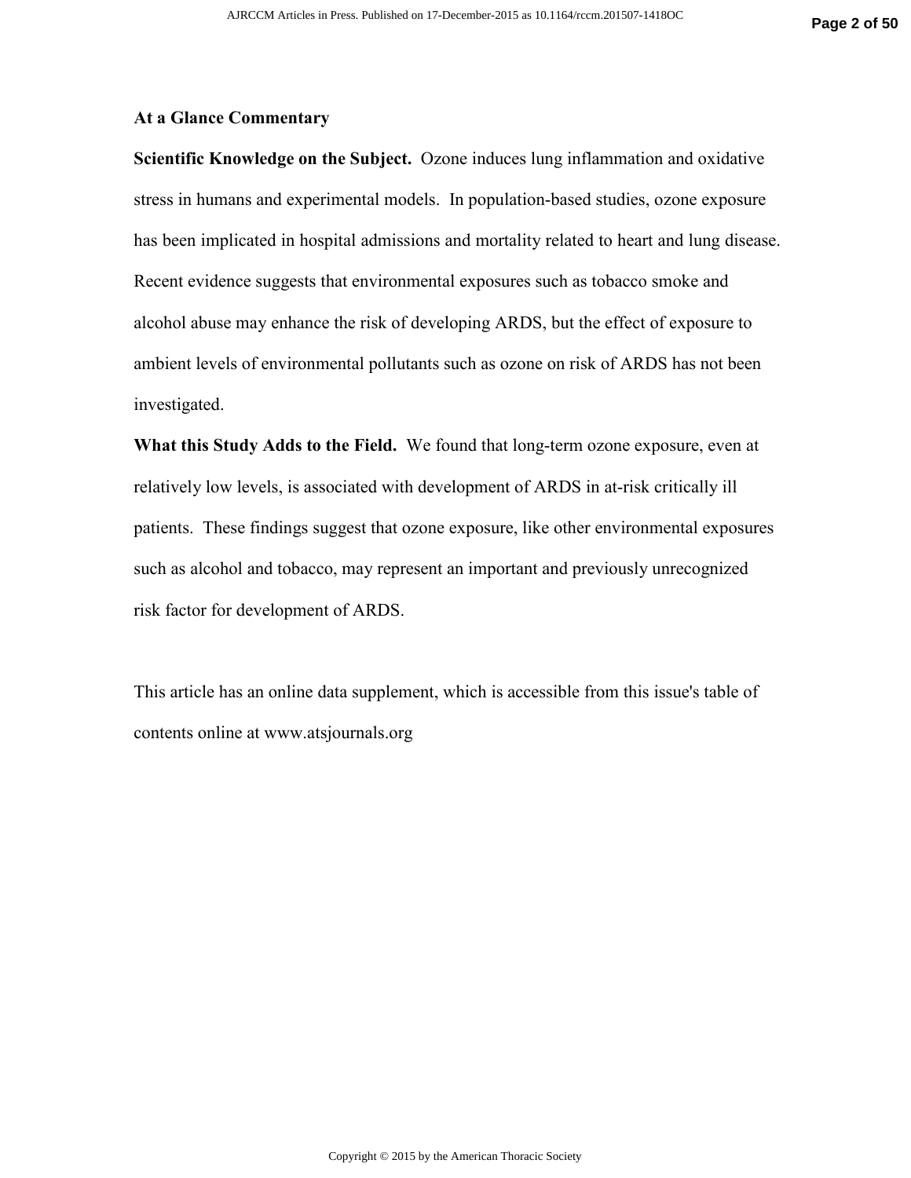## At a Glance Commentary

**Scientific Knowledge on the Subject.** Ozone induces lung inflammation and oxidative stress in humans and experimental models. In population-based studies, ozone exposure has been implicated in hospital admissions and mortality related to heart and lung disease. Recent evidence suggests that environmental exposures such as tobacco smoke and alcohol abuse may enhance the risk of developing ARDS, but the effect of exposure to ambient levels of environmental pollutants such as ozone on risk of ARDS has not been investigated.

**What this Study Adds to the Field.** We found that long-term ozone exposure, even at relatively low levels, is associated with development of ARDS in at-risk critically ill patients. These findings suggest that ozone exposure, like other environmental exposures such as alcohol and tobacco, may represent an important and previously unrecognized risk factor for development of ARDS.

This article has an online data supplement, which is accessible from this issue's table of contents online at www.atsjournals.org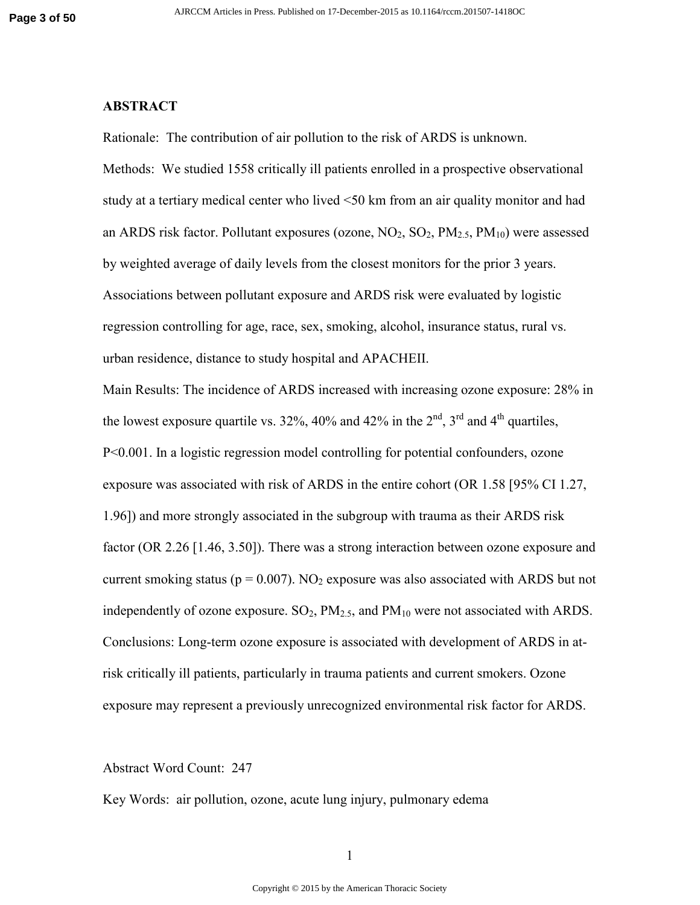## ABSTRACT

Rationale: The contribution of air pollution to the risk of ARDS is unknown.

Methods: We studied 1558 critically ill patients enrolled in a prospective observational study at a tertiary medical center who lived <50 km from an air quality monitor and had an ARDS risk factor. Pollutant exposures (ozone, $NO_2$, $SO_2$, $PM_{2.5}$, $PM_{10}$) were assessed by weighted average of daily levels from the closest monitors for the prior 3 years. Associations between pollutant exposure and ARDS risk were evaluated by logistic regression controlling for age, race, sex, smoking, alcohol, insurance status, rural vs. urban residence, distance to study hospital and APACHEII.

Main Results: The incidence of ARDS increased with increasing ozone exposure: 28% in the lowest exposure quartile vs. 32%, 40% and 42% in the 2nd, 3rd and 4th quartiles, $P<0.001$. In a logistic regression model controlling for potential confounders, ozone exposure was associated with risk of ARDS in the entire cohort (OR 1.58 [95% CI 1.27, 1.96]) and more strongly associated in the subgroup with trauma as their ARDS risk factor (OR 2.26 [1.46, 3.50]). There was a strong interaction between ozone exposure and current smoking status ($p = 0.007$). $NO_2$ exposure was also associated with ARDS but not independently of ozone exposure. $SO_2$, $PM_{2.5}$, and $PM_{10}$ were not associated with ARDS.

Conclusions: Long-term ozone exposure is associated with development of ARDS in at-risk critically ill patients, particularly in trauma patients and current smokers. Ozone exposure may represent a previously unrecognized environmental risk factor for ARDS.

Abstract Word Count: 247

Key Words: air pollution, ozone, acute lung injury, pulmonary edema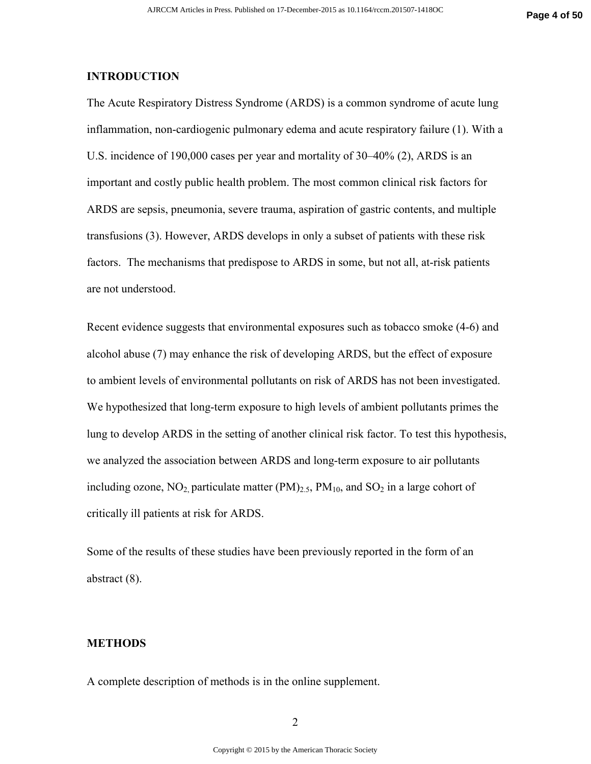## INTRODUCTION

The Acute Respiratory Distress Syndrome (ARDS) is a common syndrome of acute lung inflammation, non-cardiogenic pulmonary edema and acute respiratory failure (1). With a U.S. incidence of 190,000 cases per year and mortality of 30–40% (2), ARDS is an important and costly public health problem. The most common clinical risk factors for ARDS are sepsis, pneumonia, severe trauma, aspiration of gastric contents, and multiple transfusions (3). However, ARDS develops in only a subset of patients with these risk factors. The mechanisms that predispose to ARDS in some, but not all, at-risk patients are not understood.

Recent evidence suggests that environmental exposures such as tobacco smoke (4-6) and alcohol abuse (7) may enhance the risk of developing ARDS, but the effect of exposure to ambient levels of environmental pollutants on risk of ARDS has not been investigated. We hypothesized that long-term exposure to high levels of ambient pollutants primes the lung to develop ARDS in the setting of another clinical risk factor. To test this hypothesis, we analyzed the association between ARDS and long-term exposure to air pollutants including ozone, $NO_2$, particulate matter $(PM)_{2.5}$, $PM_{10}$, and $SO_2$ in a large cohort of critically ill patients at risk for ARDS.

Some of the results of these studies have been previously reported in the form of an abstract (8).

## METHODS

A complete description of methods is in the online supplement.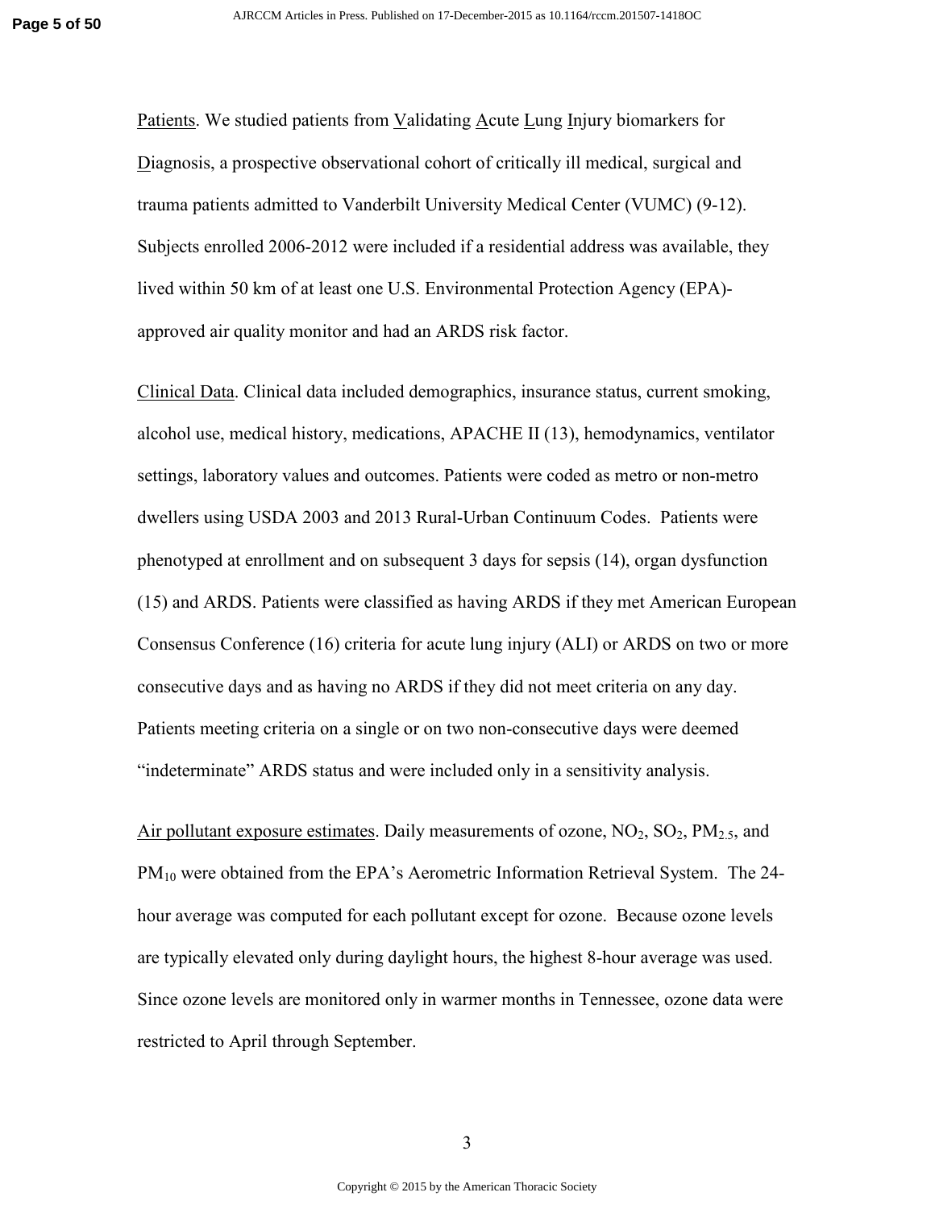Patients. We studied patients from Validating Acute Lung Injury biomarkers for Diagnosis, a prospective observational cohort of critically ill medical, surgical and trauma patients admitted to Vanderbilt University Medical Center (VUMC) (9-12). Subjects enrolled 2006-2012 were included if a residential address was available, they lived within 50 km of at least one U.S. Environmental Protection Agency (EPA)-approved air quality monitor and had an ARDS risk factor.

Clinical Data. Clinical data included demographics, insurance status, current smoking, alcohol use, medical history, medications, APACHE II (13), hemodynamics, ventilator settings, laboratory values and outcomes. Patients were coded as metro or non-metro dwellers using USDA 2003 and 2013 Rural-Urban Continuum Codes. Patients were phenotyped at enrollment and on subsequent 3 days for sepsis (14), organ dysfunction (15) and ARDS. Patients were classified as having ARDS if they met American European Consensus Conference (16) criteria for acute lung injury (ALI) or ARDS on two or more consecutive days and as having no ARDS if they did not meet criteria on any day. Patients meeting criteria on a single or on two non-consecutive days were deemed "indeterminate" ARDS status and were included only in a sensitivity analysis.

Air pollutant exposure estimates. Daily measurements of ozone, $NO_2$, $SO_2$, $PM_{2.5}$, and $PM_{10}$ were obtained from the EPA's Aerometric Information Retrieval System. The 24-hour average was computed for each pollutant except for ozone. Because ozone levels are typically elevated only during daylight hours, the highest 8-hour average was used. Since ozone levels are monitored only in warmer months in Tennessee, ozone data were restricted to April through September.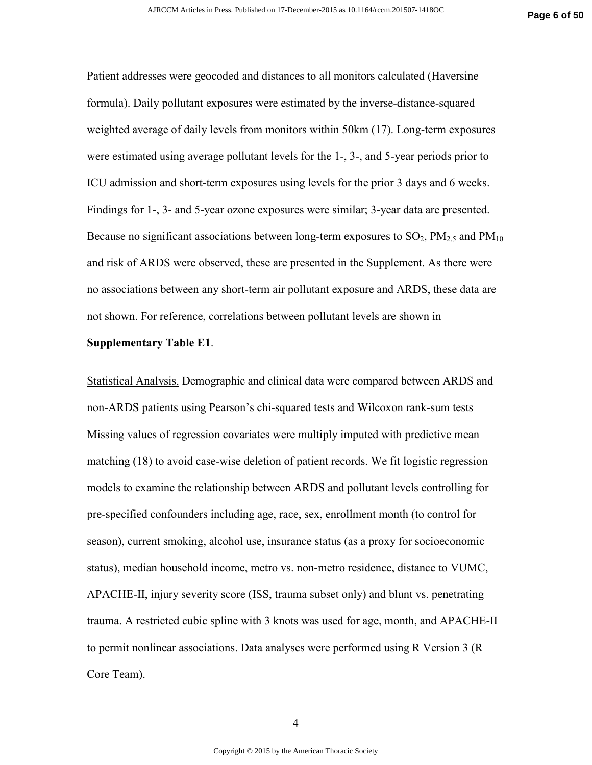Patient addresses were geocoded and distances to all monitors calculated (Haversine formula). Daily pollutant exposures were estimated by the inverse-distance-squared weighted average of daily levels from monitors within 50km (17). Long-term exposures were estimated using average pollutant levels for the 1-, 3-, and 5-year periods prior to ICU admission and short-term exposures using levels for the prior 3 days and 6 weeks. Findings for 1-, 3- and 5-year ozone exposures were similar; 3-year data are presented. Because no significant associations between long-term exposures to $SO_2$, $PM_{2.5}$ and $PM_{10}$ and risk of ARDS were observed, these are presented in the Supplement. As there were no associations between any short-term air pollutant exposure and ARDS, these data are not shown. For reference, correlations between pollutant levels are shown in **Supplementary Table E1**.

Statistical Analysis. Demographic and clinical data were compared between ARDS and non-ARDS patients using Pearson's chi-squared tests and Wilcoxon rank-sum tests Missing values of regression covariates were multiply imputed with predictive mean matching (18) to avoid case-wise deletion of patient records. We fit logistic regression models to examine the relationship between ARDS and pollutant levels controlling for pre-specified confounders including age, race, sex, enrollment month (to control for season), current smoking, alcohol use, insurance status (as a proxy for socioeconomic status), median household income, metro vs. non-metro residence, distance to VUMC, APACHE-II, injury severity score (ISS, trauma subset only) and blunt vs. penetrating trauma. A restricted cubic spline with 3 knots was used for age, month, and APACHE-II to permit nonlinear associations. Data analyses were performed using R Version 3 (R Core Team).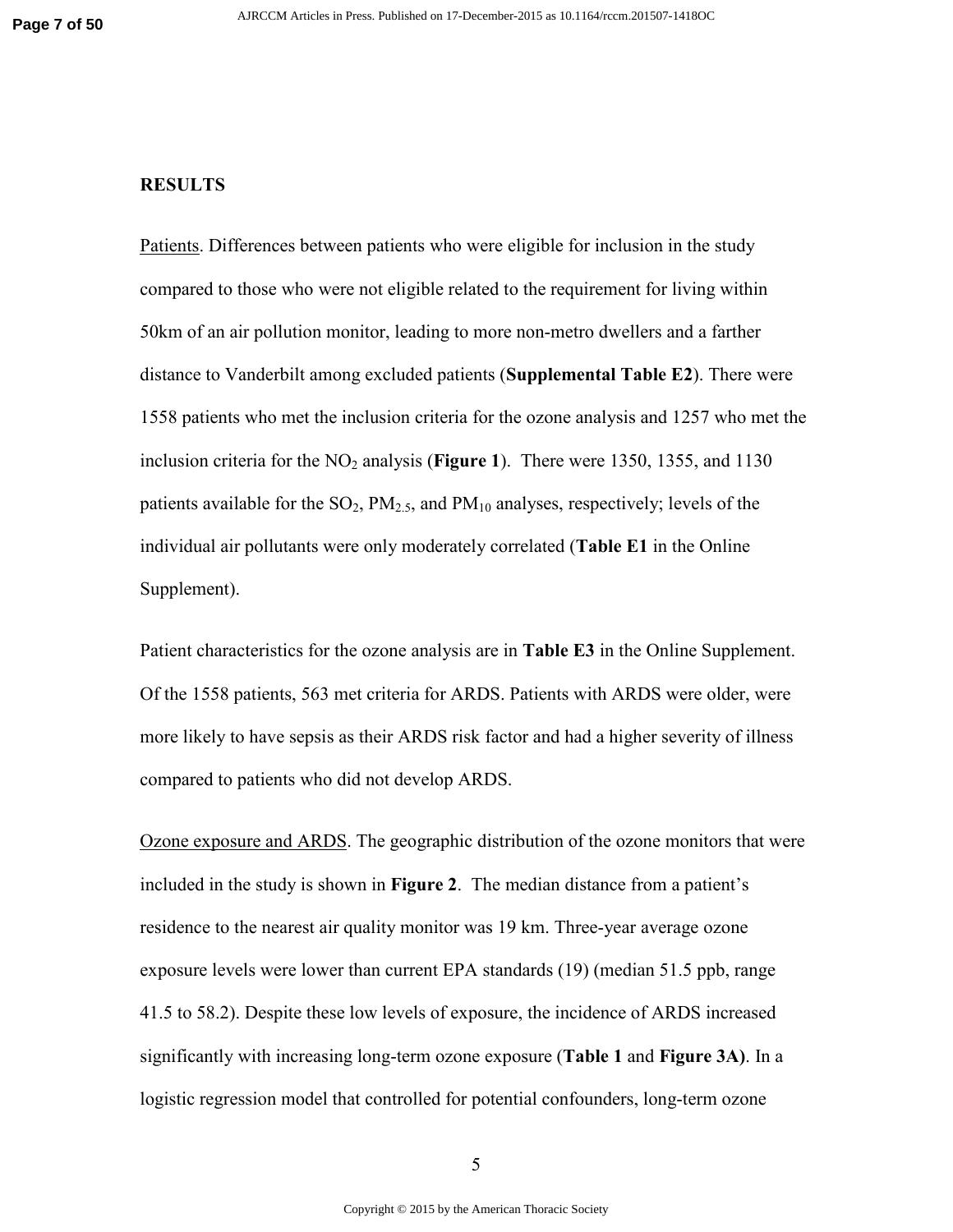## RESULTS

Patients. Differences between patients who were eligible for inclusion in the study compared to those who were not eligible related to the requirement for living within 50km of an air pollution monitor, leading to more non-metro dwellers and a farther distance to Vanderbilt among excluded patients (**Supplemental Table E2**). There were 1558 patients who met the inclusion criteria for the ozone analysis and 1257 who met the inclusion criteria for the $NO_2$ analysis (**Figure 1**). There were 1350, 1355, and 1130 patients available for the $SO_2$, $PM_{2.5}$, and $PM_{10}$ analyses, respectively; levels of the individual air pollutants were only moderately correlated (**Table E1** in the Online Supplement).

Patient characteristics for the ozone analysis are in **Table E3** in the Online Supplement. Of the 1558 patients, 563 met criteria for ARDS. Patients with ARDS were older, were more likely to have sepsis as their ARDS risk factor and had a higher severity of illness compared to patients who did not develop ARDS.

Ozone exposure and ARDS. The geographic distribution of the ozone monitors that were included in the study is shown in **Figure 2**. The median distance from a patient's residence to the nearest air quality monitor was 19 km. Three-year average ozone exposure levels were lower than current EPA standards (19) (median 51.5 ppb, range 41.5 to 58.2). Despite these low levels of exposure, the incidence of ARDS increased significantly with increasing long-term ozone exposure (**Table 1** and **Figure 3A)**. In a logistic regression model that controlled for potential confounders, long-term ozone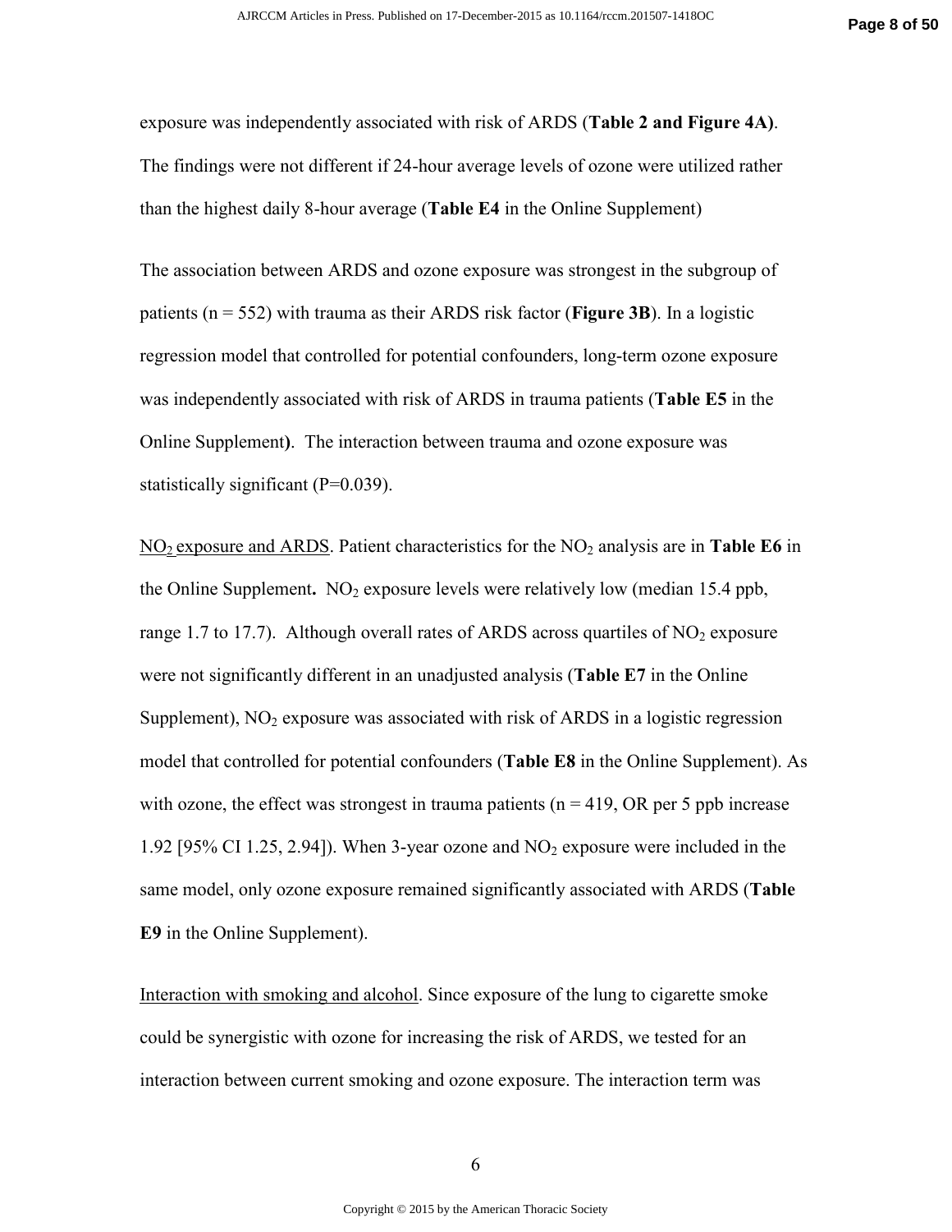exposure was independently associated with risk of ARDS (**Table 2 and Figure 4A)**. The findings were not different if 24-hour average levels of ozone were utilized rather than the highest daily 8-hour average (**Table E4** in the Online Supplement)

The association between ARDS and ozone exposure was strongest in the subgroup of patients (n = 552) with trauma as their ARDS risk factor (**Figure 3B**). In a logistic regression model that controlled for potential confounders, long-term ozone exposure was independently associated with risk of ARDS in trauma patients (**Table E5** in the Online Supplement**)**. The interaction between trauma and ozone exposure was statistically significant (P=0.039).

<u>$NO_2$ exposure and ARDS</u>. Patient characteristics for the $NO_2$ analysis are in **Table E6** in the Online Supplement**.** $NO_2$ exposure levels were relatively low (median 15.4 ppb, range 1.7 to 17.7). Although overall rates of ARDS across quartiles of $NO_2$ exposure were not significantly different in an unadjusted analysis (**Table E7** in the Online Supplement), $NO_2$ exposure was associated with risk of ARDS in a logistic regression model that controlled for potential confounders (**Table E8** in the Online Supplement). As with ozone, the effect was strongest in trauma patients (n = 419, OR per 5 ppb increase 1.92 [95% CI 1.25, 2.94]). When 3-year ozone and $NO_2$ exposure were included in the same model, only ozone exposure remained significantly associated with ARDS (**Table E9** in the Online Supplement).

<u>Interaction with smoking and alcohol</u>. Since exposure of the lung to cigarette smoke could be synergistic with ozone for increasing the risk of ARDS, we tested for an interaction between current smoking and ozone exposure. The interaction term was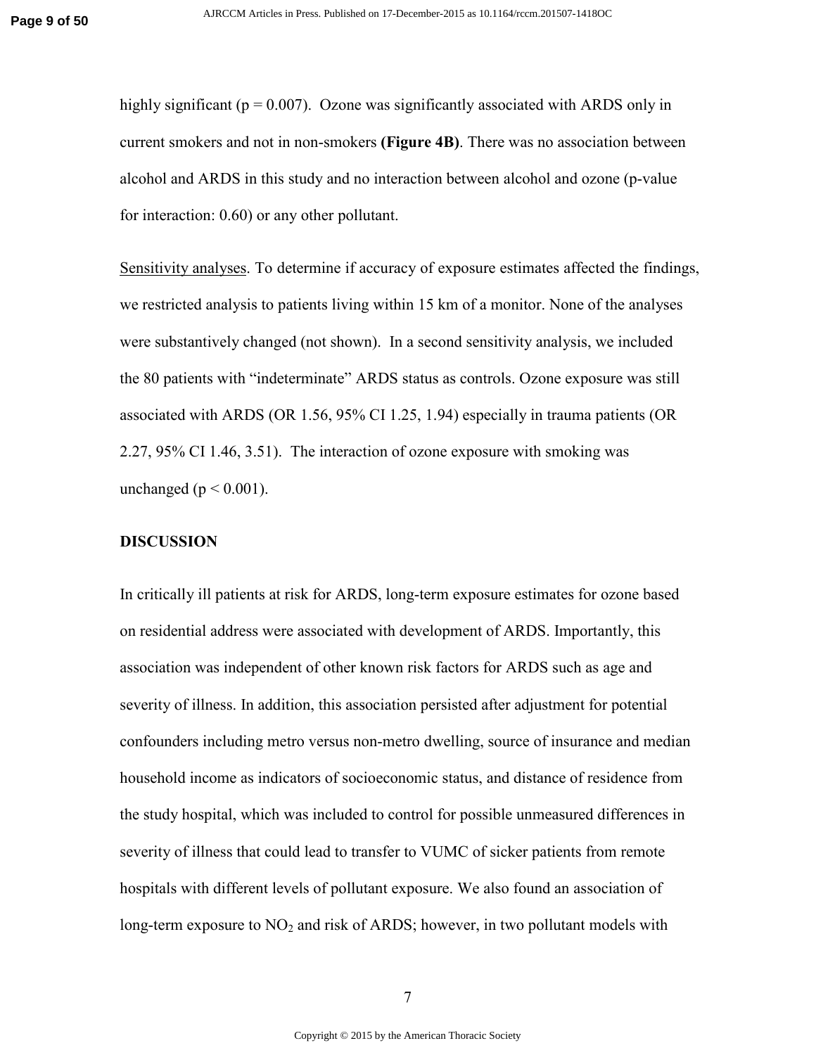highly significant ($p = 0.007$). Ozone was significantly associated with ARDS only in current smokers and not in non-smokers **(Figure 4B)**. There was no association between alcohol and ARDS in this study and no interaction between alcohol and ozone (p-value for interaction: 0.60) or any other pollutant.

Sensitivity analyses. To determine if accuracy of exposure estimates affected the findings, we restricted analysis to patients living within 15 km of a monitor. None of the analyses were substantively changed (not shown). In a second sensitivity analysis, we included the 80 patients with "indeterminate" ARDS status as controls. Ozone exposure was still associated with ARDS (OR 1.56, 95% CI 1.25, 1.94) especially in trauma patients (OR 2.27, 95% CI 1.46, 3.51). The interaction of ozone exposure with smoking was unchanged ($p < 0.001$).

## DISCUSSION

In critically ill patients at risk for ARDS, long-term exposure estimates for ozone based on residential address were associated with development of ARDS. Importantly, this association was independent of other known risk factors for ARDS such as age and severity of illness. In addition, this association persisted after adjustment for potential confounders including metro versus non-metro dwelling, source of insurance and median household income as indicators of socioeconomic status, and distance of residence from the study hospital, which was included to control for possible unmeasured differences in severity of illness that could lead to transfer to VUMC of sicker patients from remote hospitals with different levels of pollutant exposure. We also found an association of long-term exposure to $NO_2$ and risk of ARDS; however, in two pollutant models with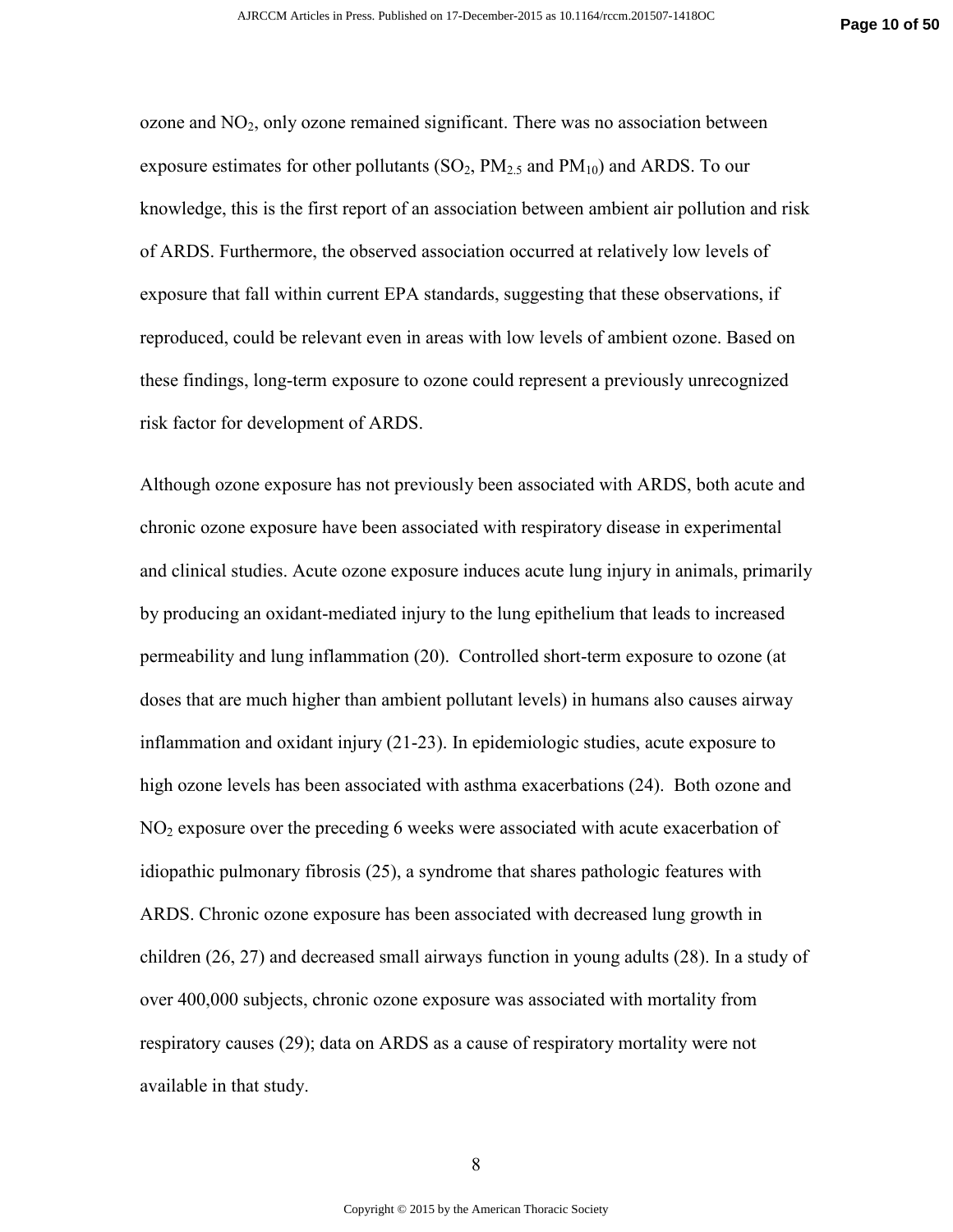ozone and $NO_2$, only ozone remained significant. There was no association between exposure estimates for other pollutants ($SO_2$, $PM_{2.5}$ and $PM_{10}$) and ARDS. To our knowledge, this is the first report of an association between ambient air pollution and risk of ARDS. Furthermore, the observed association occurred at relatively low levels of exposure that fall within current EPA standards, suggesting that these observations, if reproduced, could be relevant even in areas with low levels of ambient ozone. Based on these findings, long-term exposure to ozone could represent a previously unrecognized risk factor for development of ARDS.

Although ozone exposure has not previously been associated with ARDS, both acute and chronic ozone exposure have been associated with respiratory disease in experimental and clinical studies. Acute ozone exposure induces acute lung injury in animals, primarily by producing an oxidant-mediated injury to the lung epithelium that leads to increased permeability and lung inflammation (20). Controlled short-term exposure to ozone (at doses that are much higher than ambient pollutant levels) in humans also causes airway inflammation and oxidant injury (21-23). In epidemiologic studies, acute exposure to high ozone levels has been associated with asthma exacerbations (24). Both ozone and $NO_2$ exposure over the preceding 6 weeks were associated with acute exacerbation of idiopathic pulmonary fibrosis (25), a syndrome that shares pathologic features with ARDS. Chronic ozone exposure has been associated with decreased lung growth in children (26, 27) and decreased small airways function in young adults (28). In a study of over 400,000 subjects, chronic ozone exposure was associated with mortality from respiratory causes (29); data on ARDS as a cause of respiratory mortality were not available in that study.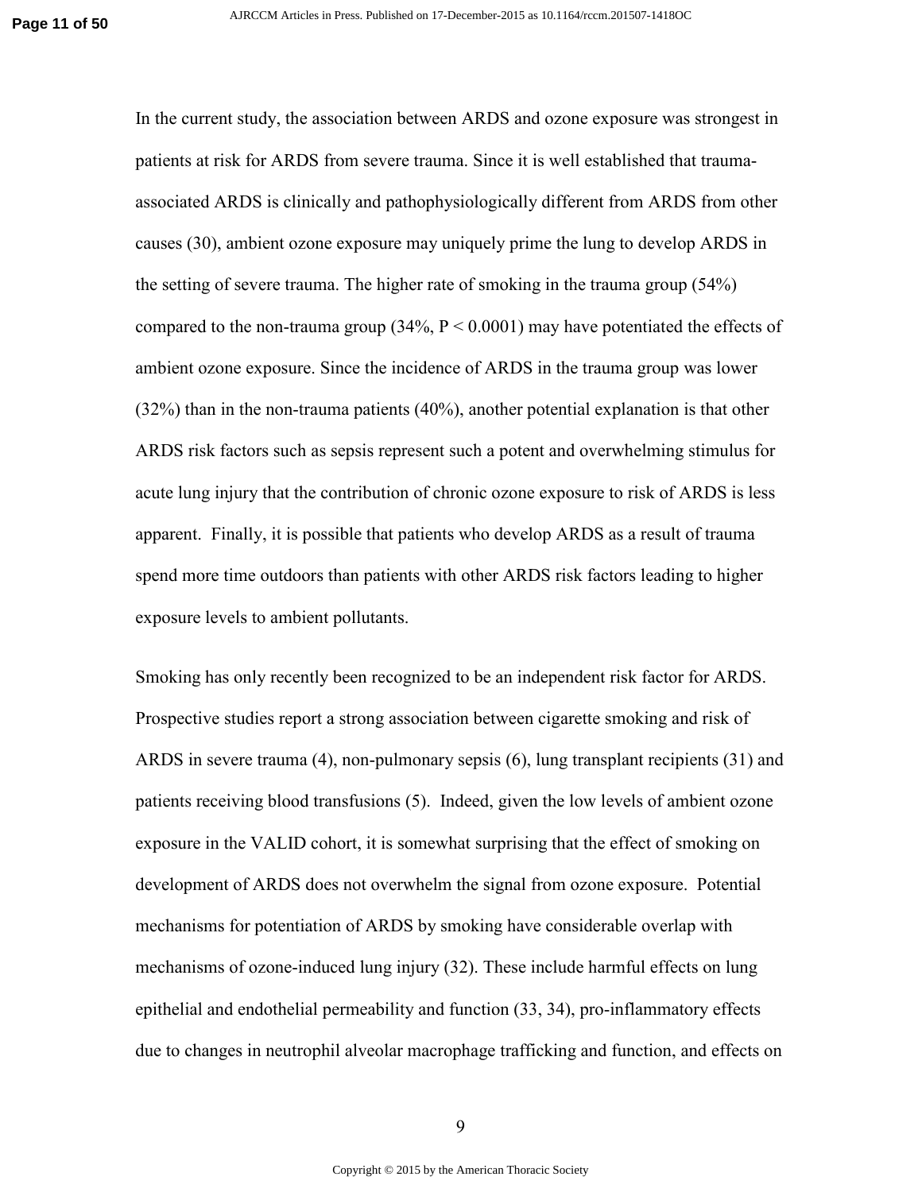In the current study, the association between ARDS and ozone exposure was strongest in patients at risk for ARDS from severe trauma. Since it is well established that trauma-associated ARDS is clinically and pathophysiologically different from ARDS from other causes (30), ambient ozone exposure may uniquely prime the lung to develop ARDS in the setting of severe trauma. The higher rate of smoking in the trauma group (54%) compared to the non-trauma group (34%, $P < 0.0001$) may have potentiated the effects of ambient ozone exposure. Since the incidence of ARDS in the trauma group was lower (32%) than in the non-trauma patients (40%), another potential explanation is that other ARDS risk factors such as sepsis represent such a potent and overwhelming stimulus for acute lung injury that the contribution of chronic ozone exposure to risk of ARDS is less apparent. Finally, it is possible that patients who develop ARDS as a result of trauma spend more time outdoors than patients with other ARDS risk factors leading to higher exposure levels to ambient pollutants.

Smoking has only recently been recognized to be an independent risk factor for ARDS. Prospective studies report a strong association between cigarette smoking and risk of ARDS in severe trauma (4), non-pulmonary sepsis (6), lung transplant recipients (31) and patients receiving blood transfusions (5). Indeed, given the low levels of ambient ozone exposure in the VALID cohort, it is somewhat surprising that the effect of smoking on development of ARDS does not overwhelm the signal from ozone exposure. Potential mechanisms for potentiation of ARDS by smoking have considerable overlap with mechanisms of ozone-induced lung injury (32). These include harmful effects on lung epithelial and endothelial permeability and function (33, 34), pro-inflammatory effects due to changes in neutrophil alveolar macrophage trafficking and function, and effects on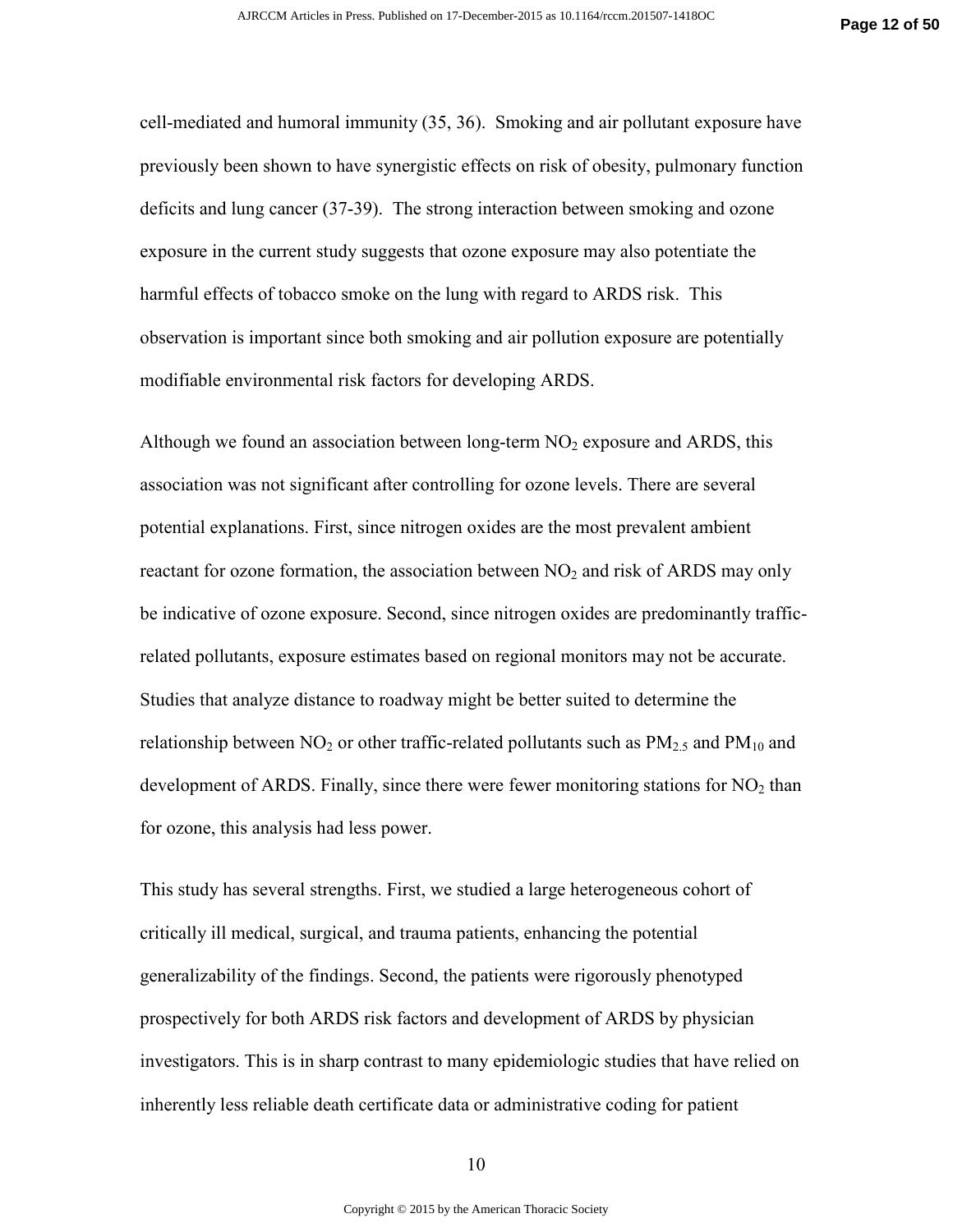cell-mediated and humoral immunity (35, 36). Smoking and air pollutant exposure have previously been shown to have synergistic effects on risk of obesity, pulmonary function deficits and lung cancer (37-39). The strong interaction between smoking and ozone exposure in the current study suggests that ozone exposure may also potentiate the harmful effects of tobacco smoke on the lung with regard to ARDS risk. This observation is important since both smoking and air pollution exposure are potentially modifiable environmental risk factors for developing ARDS.

Although we found an association between long-term $NO_2$ exposure and ARDS, this association was not significant after controlling for ozone levels. There are several potential explanations. First, since nitrogen oxides are the most prevalent ambient reactant for ozone formation, the association between $NO_2$ and risk of ARDS may only be indicative of ozone exposure. Second, since nitrogen oxides are predominantly traffic-related pollutants, exposure estimates based on regional monitors may not be accurate. Studies that analyze distance to roadway might be better suited to determine the relationship between $NO_2$ or other traffic-related pollutants such as $PM_{2.5}$ and $PM_{10}$ and development of ARDS. Finally, since there were fewer monitoring stations for $NO_2$ than for ozone, this analysis had less power.

This study has several strengths. First, we studied a large heterogeneous cohort of critically ill medical, surgical, and trauma patients, enhancing the potential generalizability of the findings. Second, the patients were rigorously phenotyped prospectively for both ARDS risk factors and development of ARDS by physician investigators. This is in sharp contrast to many epidemiologic studies that have relied on inherently less reliable death certificate data or administrative coding for patient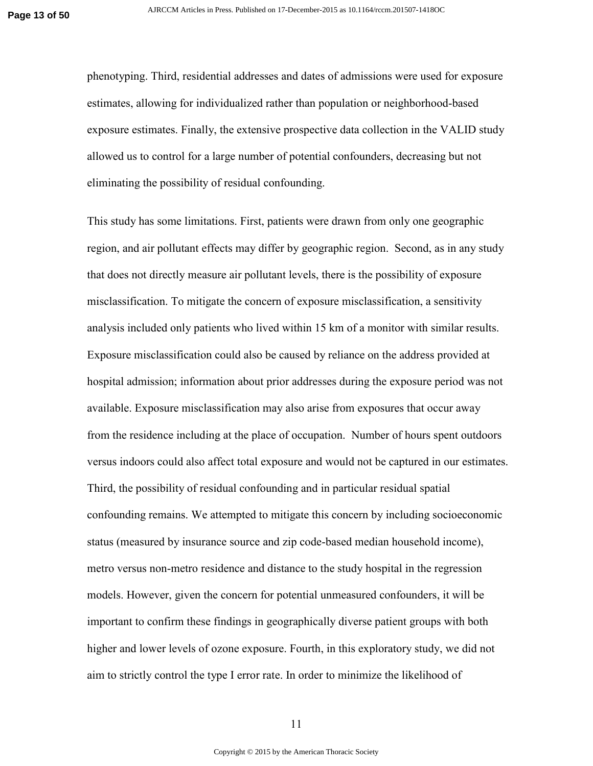phenotyping. Third, residential addresses and dates of admissions were used for exposure estimates, allowing for individualized rather than population or neighborhood-based exposure estimates. Finally, the extensive prospective data collection in the VALID study allowed us to control for a large number of potential confounders, decreasing but not eliminating the possibility of residual confounding.

This study has some limitations. First, patients were drawn from only one geographic region, and air pollutant effects may differ by geographic region. Second, as in any study that does not directly measure air pollutant levels, there is the possibility of exposure misclassification. To mitigate the concern of exposure misclassification, a sensitivity analysis included only patients who lived within 15 km of a monitor with similar results. Exposure misclassification could also be caused by reliance on the address provided at hospital admission; information about prior addresses during the exposure period was not available. Exposure misclassification may also arise from exposures that occur away from the residence including at the place of occupation. Number of hours spent outdoors versus indoors could also affect total exposure and would not be captured in our estimates. Third, the possibility of residual confounding and in particular residual spatial confounding remains. We attempted to mitigate this concern by including socioeconomic status (measured by insurance source and zip code-based median household income), metro versus non-metro residence and distance to the study hospital in the regression models. However, given the concern for potential unmeasured confounders, it will be important to confirm these findings in geographically diverse patient groups with both higher and lower levels of ozone exposure. Fourth, in this exploratory study, we did not aim to strictly control the type I error rate. In order to minimize the likelihood of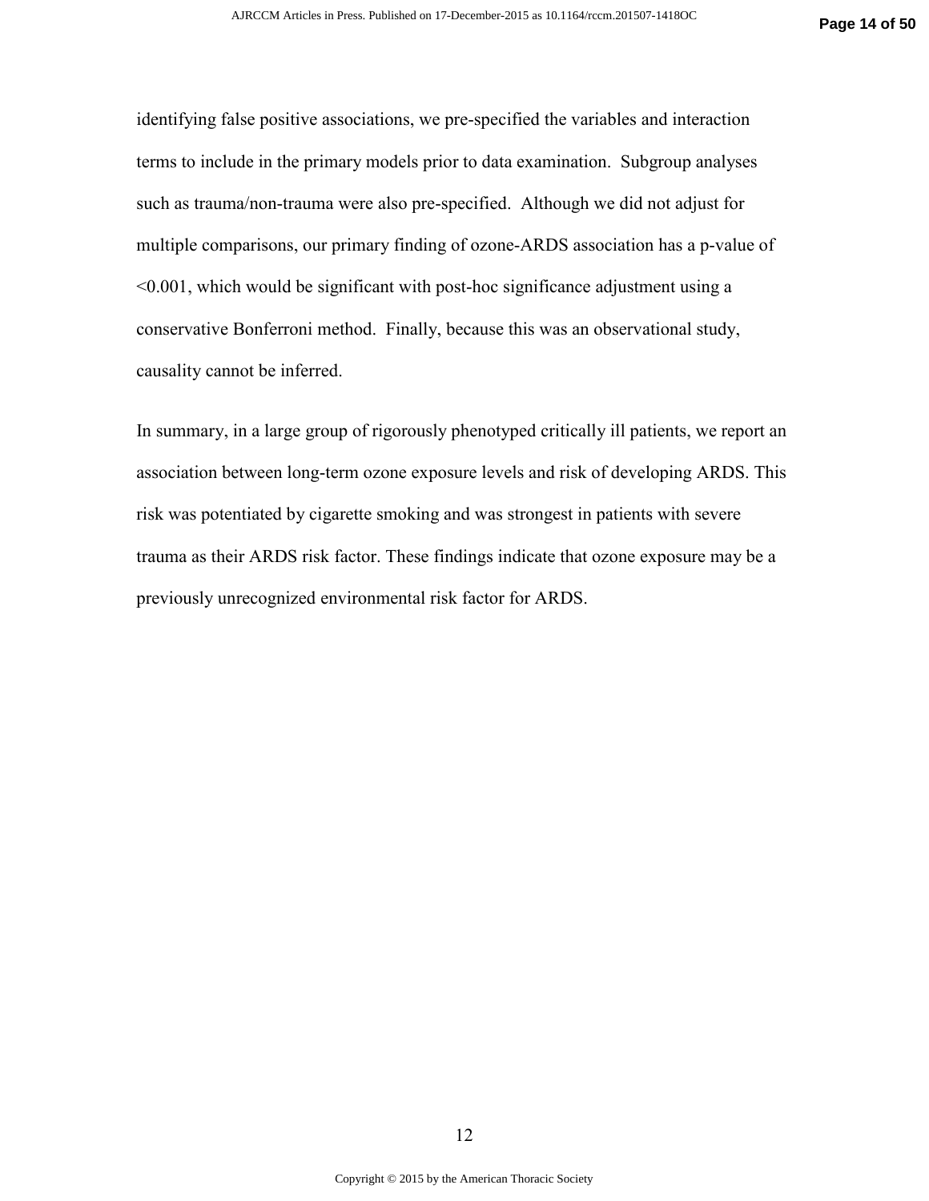identifying false positive associations, we pre-specified the variables and interaction terms to include in the primary models prior to data examination. Subgroup analyses such as trauma/non-trauma were also pre-specified. Although we did not adjust for multiple comparisons, our primary finding of ozone-ARDS association has a p-value of <0.001, which would be significant with post-hoc significance adjustment using a conservative Bonferroni method. Finally, because this was an observational study, causality cannot be inferred.

In summary, in a large group of rigorously phenotyped critically ill patients, we report an association between long-term ozone exposure levels and risk of developing ARDS. This risk was potentiated by cigarette smoking and was strongest in patients with severe trauma as their ARDS risk factor. These findings indicate that ozone exposure may be a previously unrecognized environmental risk factor for ARDS.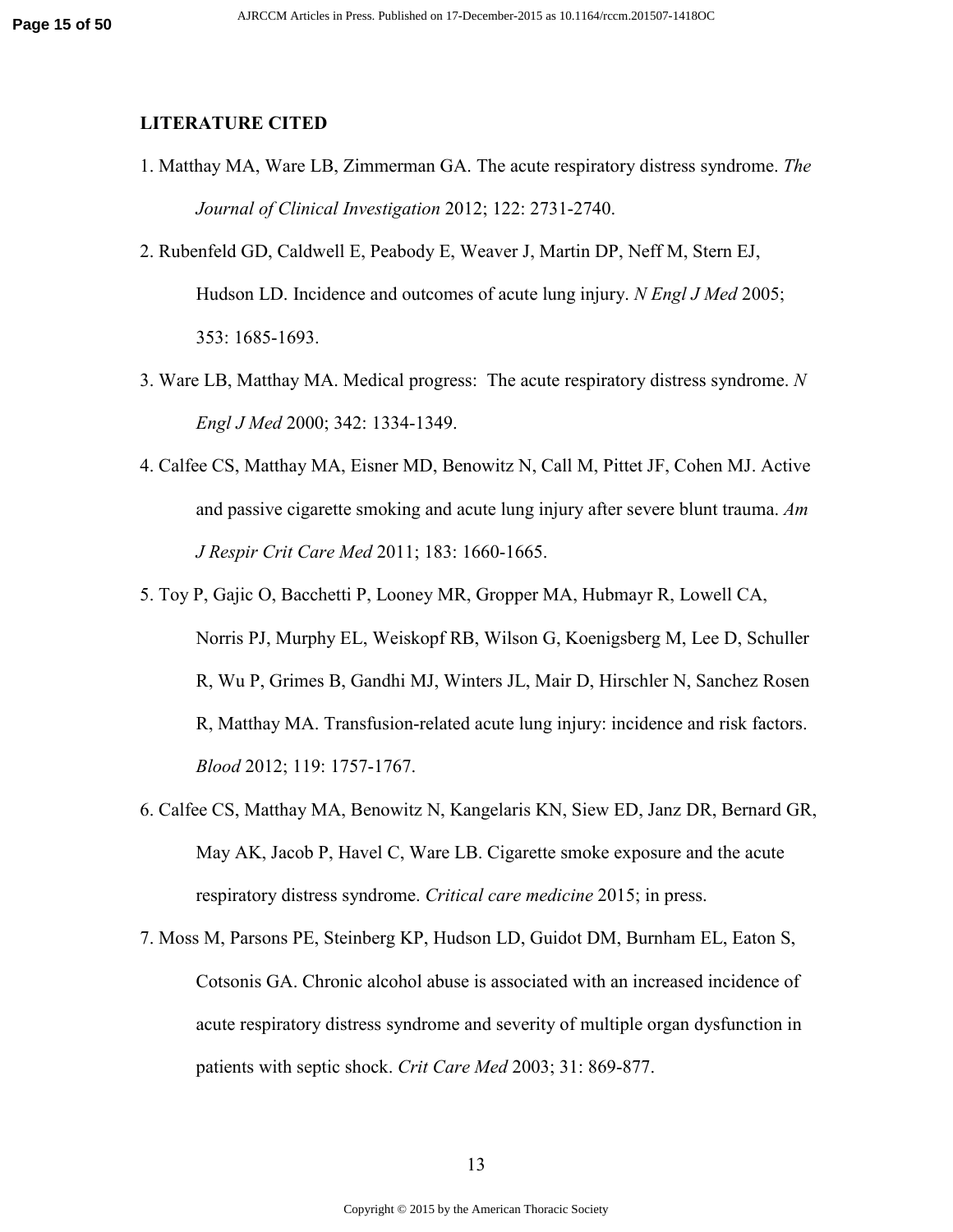## LITERATURE CITED

1. Matthay MA, Ware LB, Zimmerman GA. The acute respiratory distress syndrome. *The Journal of Clinical Investigation* 2012; 122: 2731-2740.
2. Rubenfeld GD, Caldwell E, Peabody E, Weaver J, Martin DP, Neff M, Stern EJ, Hudson LD. Incidence and outcomes of acute lung injury. *N Engl J Med* 2005; 353: 1685-1693.
3. Ware LB, Matthay MA. Medical progress: The acute respiratory distress syndrome. *N Engl J Med* 2000; 342: 1334-1349.
4. Calfee CS, Matthay MA, Eisner MD, Benowitz N, Call M, Pittet JF, Cohen MJ. Active and passive cigarette smoking and acute lung injury after severe blunt trauma. *Am J Respir Crit Care Med* 2011; 183: 1660-1665.
5. Toy P, Gajic O, Bacchetti P, Looney MR, Gropper MA, Hubmayr R, Lowell CA, Norris PJ, Murphy EL, Weiskopf RB, Wilson G, Koenigsberg M, Lee D, Schuller R, Wu P, Grimes B, Gandhi MJ, Winters JL, Mair D, Hirschler N, Sanchez Rosen R, Matthay MA. Transfusion-related acute lung injury: incidence and risk factors. *Blood* 2012; 119: 1757-1767.
6. Calfee CS, Matthay MA, Benowitz N, Kangelaris KN, Siew ED, Janz DR, Bernard GR, May AK, Jacob P, Havel C, Ware LB. Cigarette smoke exposure and the acute respiratory distress syndrome. *Critical care medicine* 2015; in press.
7. Moss M, Parsons PE, Steinberg KP, Hudson LD, Guidot DM, Burnham EL, Eaton S, Cotsonis GA. Chronic alcohol abuse is associated with an increased incidence of acute respiratory distress syndrome and severity of multiple organ dysfunction in patients with septic shock. *Crit Care Med* 2003; 31: 869-877.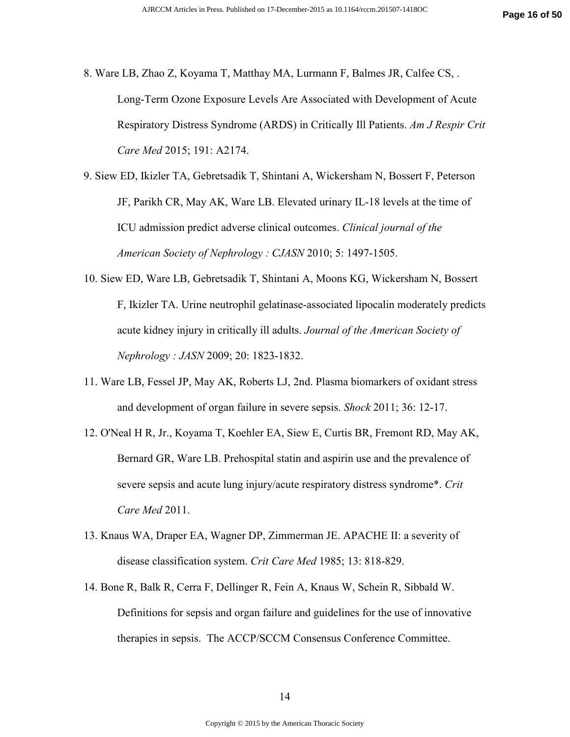8. Ware LB, Zhao Z, Koyama T, Matthay MA, Lurmann F, Balmes JR, Calfee CS, . Long-Term Ozone Exposure Levels Are Associated with Development of Acute Respiratory Distress Syndrome (ARDS) in Critically Ill Patients. *Am J Respir Crit Care Med* 2015; 191: A2174.

9. Siew ED, Ikizler TA, Gebretsadik T, Shintani A, Wickersham N, Bossert F, Peterson JF, Parikh CR, May AK, Ware LB. Elevated urinary IL-18 levels at the time of ICU admission predict adverse clinical outcomes. *Clinical journal of the American Society of Nephrology : CJASN* 2010; 5: 1497-1505.

10. Siew ED, Ware LB, Gebretsadik T, Shintani A, Moons KG, Wickersham N, Bossert F, Ikizler TA. Urine neutrophil gelatinase-associated lipocalin moderately predicts acute kidney injury in critically ill adults. *Journal of the American Society of Nephrology : JASN* 2009; 20: 1823-1832.

11. Ware LB, Fessel JP, May AK, Roberts LJ, 2nd. Plasma biomarkers of oxidant stress and development of organ failure in severe sepsis. *Shock* 2011; 36: 12-17.

12. O'Neal H R, Jr., Koyama T, Koehler EA, Siew E, Curtis BR, Fremont RD, May AK, Bernard GR, Ware LB. Prehospital statin and aspirin use and the prevalence of severe sepsis and acute lung injury/acute respiratory distress syndrome*. *Crit Care Med* 2011.

13. Knaus WA, Draper EA, Wagner DP, Zimmerman JE. APACHE II: a severity of disease classification system. *Crit Care Med* 1985; 13: 818-829.

14. Bone R, Balk R, Cerra F, Dellinger R, Fein A, Knaus W, Schein R, Sibbald W. Definitions for sepsis and organ failure and guidelines for the use of innovative therapies in sepsis. The ACCP/SCCM Consensus Conference Committee.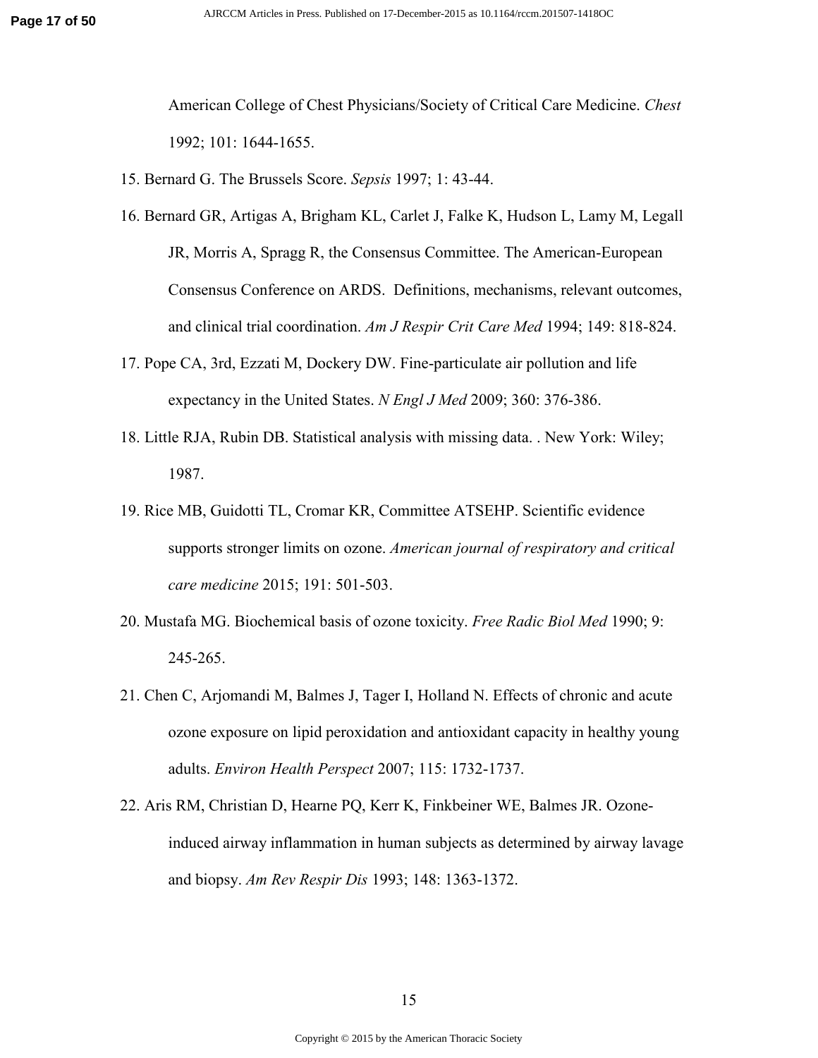American College of Chest Physicians/Society of Critical Care Medicine. *Chest* 1992; 101: 1644-1655.

15. Bernard G. The Brussels Score. *Sepsis* 1997; 1: 43-44.

16. Bernard GR, Artigas A, Brigham KL, Carlet J, Falke K, Hudson L, Lamy M, Legall JR, Morris A, Spragg R, the Consensus Committee. The American-European Consensus Conference on ARDS. Definitions, mechanisms, relevant outcomes, and clinical trial coordination. *Am J Respir Crit Care Med* 1994; 149: 818-824.

17. Pope CA, 3rd, Ezzati M, Dockery DW. Fine-particulate air pollution and life expectancy in the United States. *N Engl J Med* 2009; 360: 376-386.

18. Little RJA, Rubin DB. Statistical analysis with missing data. . New York: Wiley; 1987.

19. Rice MB, Guidotti TL, Cromar KR, Committee ATSEHP. Scientific evidence supports stronger limits on ozone. *American journal of respiratory and critical care medicine* 2015; 191: 501-503.

20. Mustafa MG. Biochemical basis of ozone toxicity. *Free Radic Biol Med* 1990; 9: 245-265.

21. Chen C, Arjomandi M, Balmes J, Tager I, Holland N. Effects of chronic and acute ozone exposure on lipid peroxidation and antioxidant capacity in healthy young adults. *Environ Health Perspect* 2007; 115: 1732-1737.

22. Aris RM, Christian D, Hearne PQ, Kerr K, Finkbeiner WE, Balmes JR. Ozone-induced airway inflammation in human subjects as determined by airway lavage and biopsy. *Am Rev Respir Dis* 1993; 148: 1363-1372.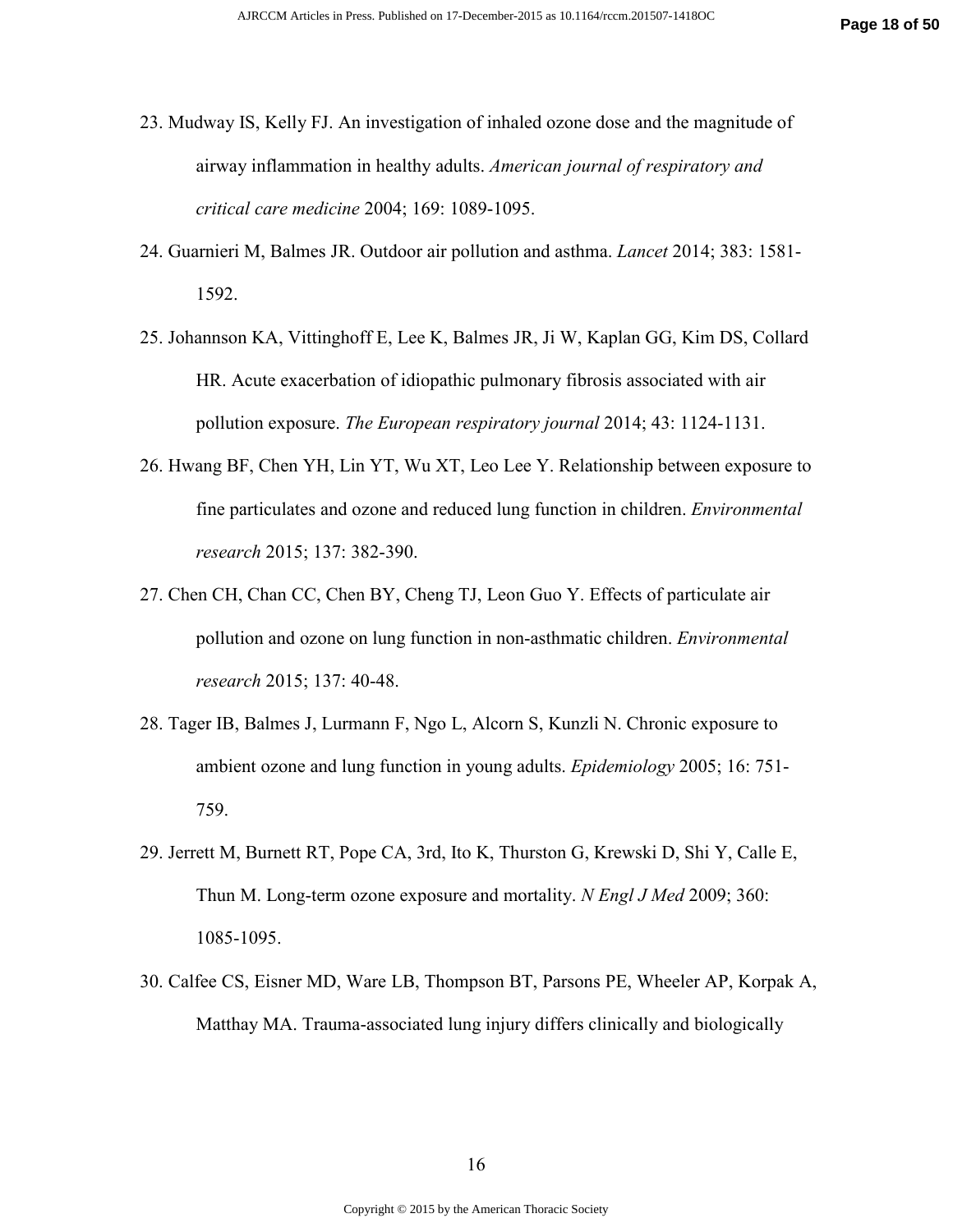23. Mudway IS, Kelly FJ. An investigation of inhaled ozone dose and the magnitude of airway inflammation in healthy adults. *American journal of respiratory and critical care medicine* 2004; 169: 1089-1095.

24. Guarnieri M, Balmes JR. Outdoor air pollution and asthma. *Lancet* 2014; 383: 1581-1592.

25. Johannson KA, Vittinghoff E, Lee K, Balmes JR, Ji W, Kaplan GG, Kim DS, Collard HR. Acute exacerbation of idiopathic pulmonary fibrosis associated with air pollution exposure. *The European respiratory journal* 2014; 43: 1124-1131.

26. Hwang BF, Chen YH, Lin YT, Wu XT, Leo Lee Y. Relationship between exposure to fine particulates and ozone and reduced lung function in children. *Environmental research* 2015; 137: 382-390.

27. Chen CH, Chan CC, Chen BY, Cheng TJ, Leon Guo Y. Effects of particulate air pollution and ozone on lung function in non-asthmatic children. *Environmental research* 2015; 137: 40-48.

28. Tager IB, Balmes J, Lurmann F, Ngo L, Alcorn S, Kunzli N. Chronic exposure to ambient ozone and lung function in young adults. *Epidemiology* 2005; 16: 751-759.

29. Jerrett M, Burnett RT, Pope CA, 3rd, Ito K, Thurston G, Krewski D, Shi Y, Calle E, Thun M. Long-term ozone exposure and mortality. *N Engl J Med* 2009; 360: 1085-1095.

30. Calfee CS, Eisner MD, Ware LB, Thompson BT, Parsons PE, Wheeler AP, Korpak A, Matthay MA. Trauma-associated lung injury differs clinically and biologically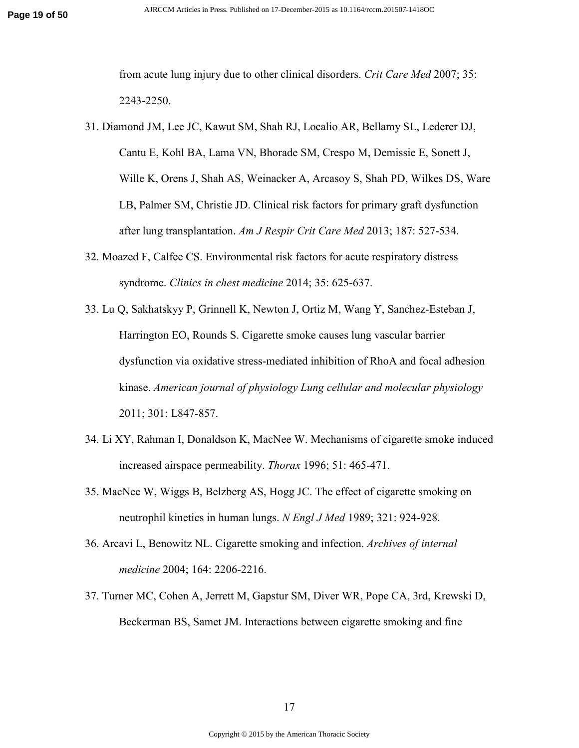from acute lung injury due to other clinical disorders. *Crit Care Med* 2007; 35: 2243-2250.

31. Diamond JM, Lee JC, Kawut SM, Shah RJ, Localio AR, Bellamy SL, Lederer DJ, Cantu E, Kohl BA, Lama VN, Bhorade SM, Crespo M, Demissie E, Sonett J, Wille K, Orens J, Shah AS, Weinacker A, Arcasoy S, Shah PD, Wilkes DS, Ware LB, Palmer SM, Christie JD. Clinical risk factors for primary graft dysfunction after lung transplantation. *Am J Respir Crit Care Med* 2013; 187: 527-534.

32. Moazed F, Calfee CS. Environmental risk factors for acute respiratory distress syndrome. *Clinics in chest medicine* 2014; 35: 625-637.

33. Lu Q, Sakhatskyy P, Grinnell K, Newton J, Ortiz M, Wang Y, Sanchez-Esteban J, Harrington EO, Rounds S. Cigarette smoke causes lung vascular barrier dysfunction via oxidative stress-mediated inhibition of RhoA and focal adhesion kinase. *American journal of physiology Lung cellular and molecular physiology* 2011; 301: L847-857.

34. Li XY, Rahman I, Donaldson K, MacNee W. Mechanisms of cigarette smoke induced increased airspace permeability. *Thorax* 1996; 51: 465-471.

35. MacNee W, Wiggs B, Belzberg AS, Hogg JC. The effect of cigarette smoking on neutrophil kinetics in human lungs. *N Engl J Med* 1989; 321: 924-928.

36. Arcavi L, Benowitz NL. Cigarette smoking and infection. *Archives of internal medicine* 2004; 164: 2206-2216.

37. Turner MC, Cohen A, Jerrett M, Gapstur SM, Diver WR, Pope CA, 3rd, Krewski D, Beckerman BS, Samet JM. Interactions between cigarette smoking and fine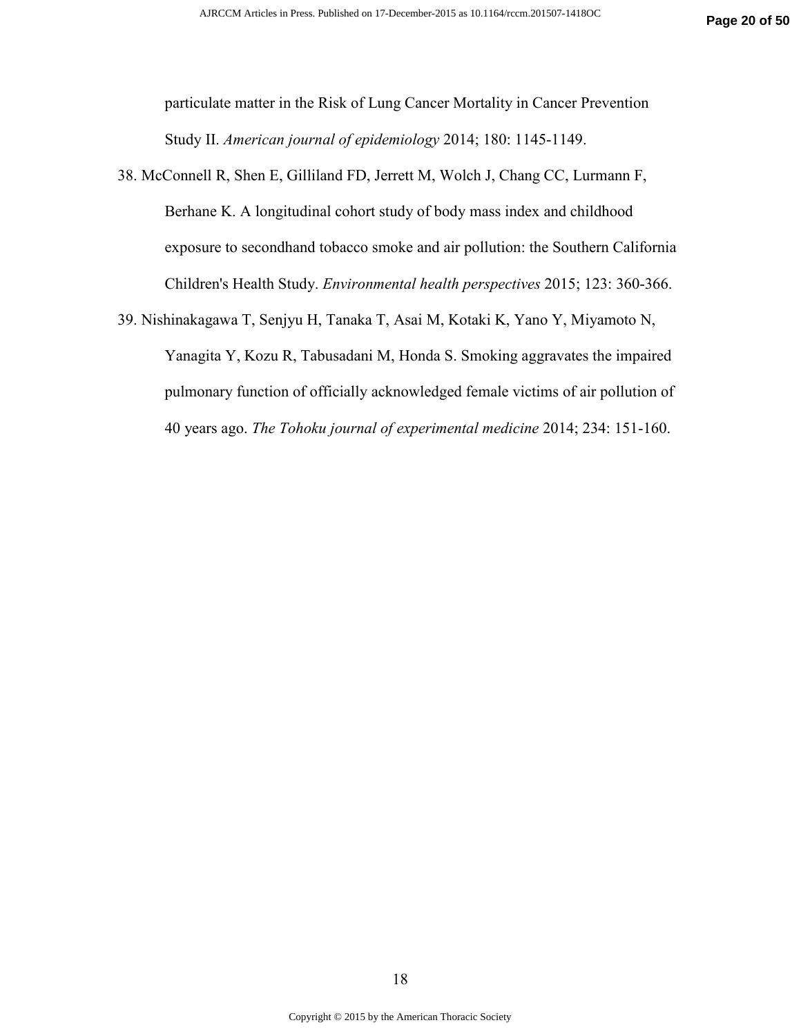particulate matter in the Risk of Lung Cancer Mortality in Cancer Prevention Study II. *American journal of epidemiology* 2014; 180: 1145-1149.

38. McConnell R, Shen E, Gilliland FD, Jerrett M, Wolch J, Chang CC, Lurmann F, Berhane K. A longitudinal cohort study of body mass index and childhood exposure to secondhand tobacco smoke and air pollution: the Southern California Children's Health Study. *Environmental health perspectives* 2015; 123: 360-366.

39. Nishinakagawa T, Senjyu H, Tanaka T, Asai M, Kotaki K, Yano Y, Miyamoto N, Yanagita Y, Kozu R, Tabusadani M, Honda S. Smoking aggravates the impaired pulmonary function of officially acknowledged female victims of air pollution of 40 years ago. *The Tohoku journal of experimental medicine* 2014; 234: 151-160.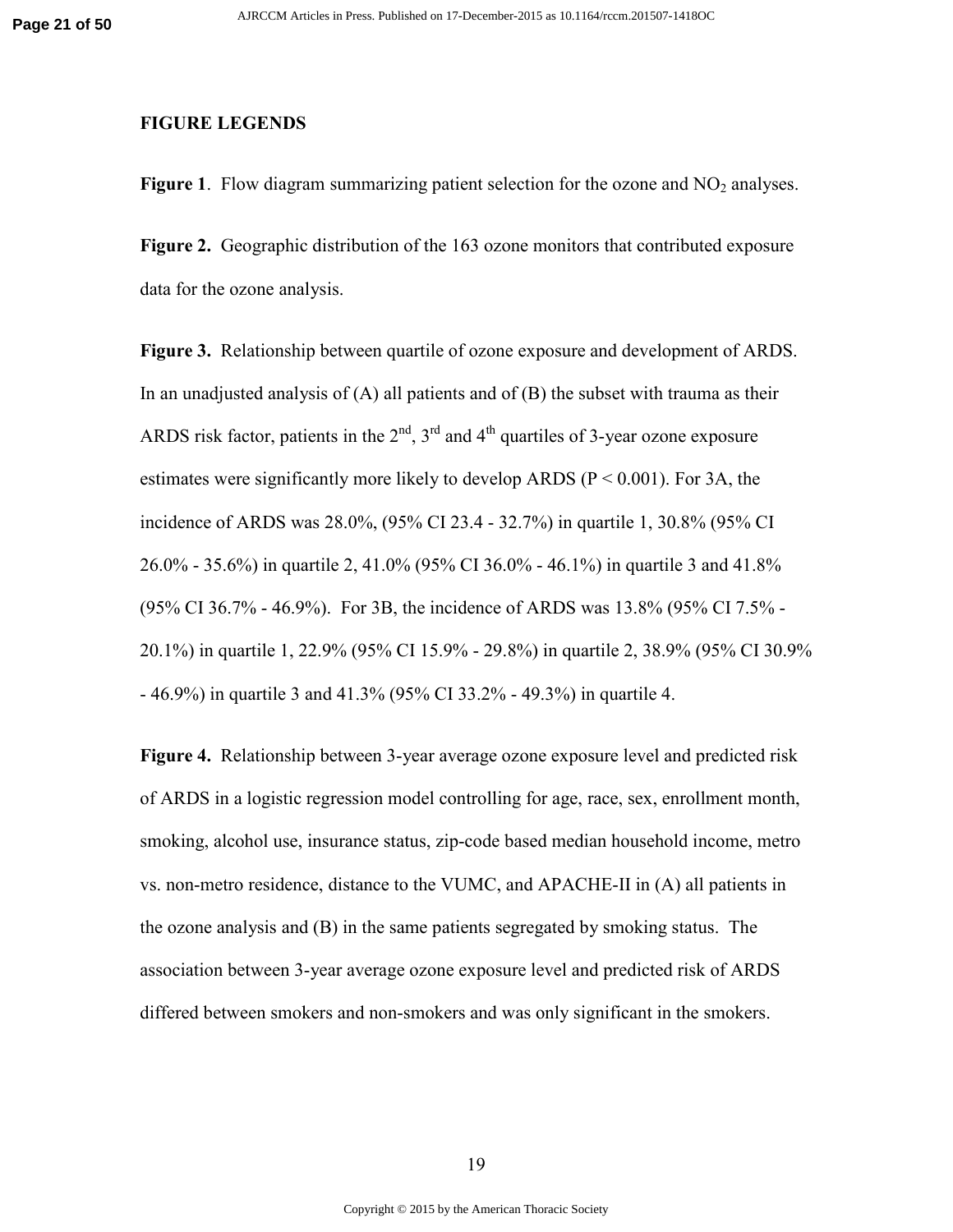## FIGURE LEGENDS

**Figure 1**. Flow diagram summarizing patient selection for the ozone and $NO_2$ analyses.

**Figure 2.** Geographic distribution of the 163 ozone monitors that contributed exposure data for the ozone analysis.

**Figure 3.** Relationship between quartile of ozone exposure and development of ARDS. In an unadjusted analysis of (A) all patients and of (B) the subset with trauma as their ARDS risk factor, patients in the 2nd, 3rd and 4th quartiles of 3-year ozone exposure estimates were significantly more likely to develop ARDS ($P < 0.001$). For 3A, the incidence of ARDS was 28.0%, (95% CI 23.4 - 32.7%) in quartile 1, 30.8% (95% CI 26.0% - 35.6%) in quartile 2, 41.0% (95% CI 36.0% - 46.1%) in quartile 3 and 41.8% (95% CI 36.7% - 46.9%). For 3B, the incidence of ARDS was 13.8% (95% CI 7.5% - 20.1%) in quartile 1, 22.9% (95% CI 15.9% - 29.8%) in quartile 2, 38.9% (95% CI 30.9% - 46.9%) in quartile 3 and 41.3% (95% CI 33.2% - 49.3%) in quartile 4.

**Figure 4.** Relationship between 3-year average ozone exposure level and predicted risk of ARDS in a logistic regression model controlling for age, race, sex, enrollment month, smoking, alcohol use, insurance status, zip-code based median household income, metro vs. non-metro residence, distance to the VUMC, and APACHE-II in (A) all patients in the ozone analysis and (B) in the same patients segregated by smoking status. The association between 3-year average ozone exposure level and predicted risk of ARDS differed between smokers and non-smokers and was only significant in the smokers.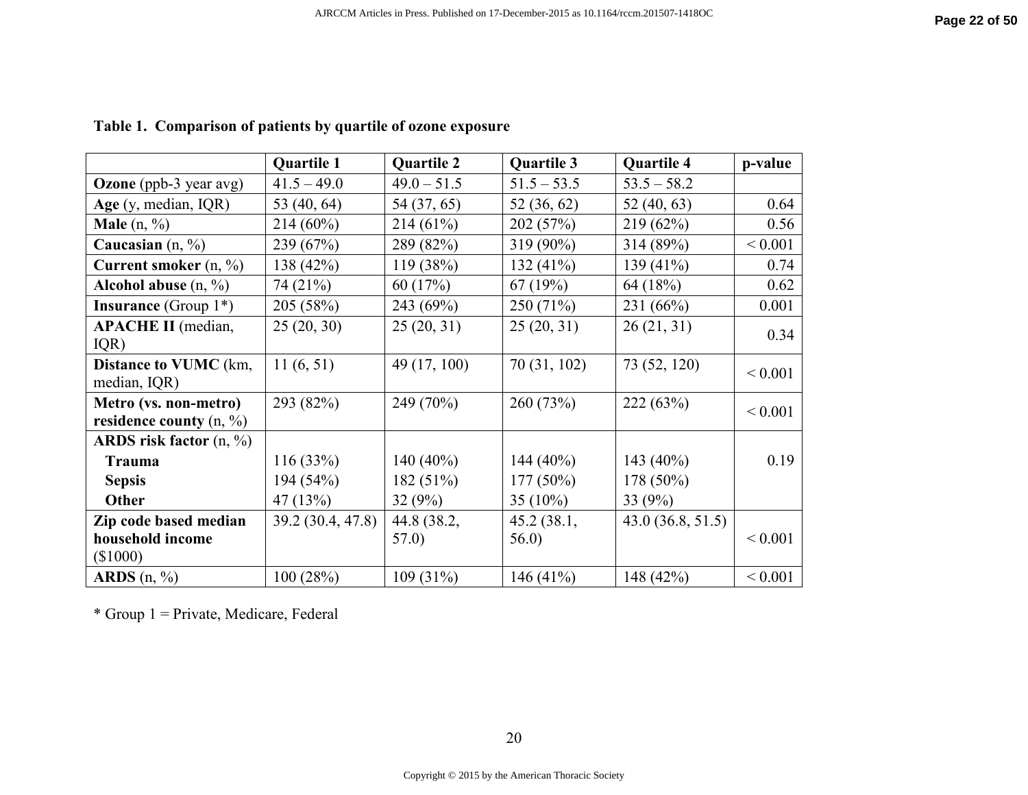**Table 1. Comparison of patients by quartile of ozone exposure**

| | Quartile 1 | Quartile 2 | Quartile 3 | Quartile 4 | p-value |
|---|---|---|---|---|---|
| **Ozone** (ppb-3 year avg) | 41.5 – 49.0 | 49.0 – 51.5 | 51.5 – 53.5 | 53.5 – 58.2 | |
| **Age** (y, median, IQR) | 53 (40, 64) | 54 (37, 65) | 52 (36, 62) | 52 (40, 63) | 0.64 |
| **Male** (n, %) | 214 (60%) | 214 (61%) | 202 (57%) | 219 (62%) | 0.56 |
| **Caucasian** (n, %) | 239 (67%) | 289 (82%) | 319 (90%) | 314 (89%) | < 0.001 |
| **Current smoker** (n, %) | 138 (42%) | 119 (38%) | 132 (41%) | 139 (41%) | 0.74 |
| **Alcohol abuse** (n, %) | 74 (21%) | 60 (17%) | 67 (19%) | 64 (18%) | 0.62 |
| **Insurance** (Group 1*) | 205 (58%) | 243 (69%) | 250 (71%) | 231 (66%) | 0.001 |
| **APACHE II** (median, IQR) | 25 (20, 30) | 25 (20, 31) | 25 (20, 31) | 26 (21, 31) | 0.34 |
| **Distance to VUMC** (km, median, IQR) | 11 (6, 51) | 49 (17, 100) | 70 (31, 102) | 73 (52, 120) | < 0.001 |
| **Metro (vs. non-metro) residence county** (n, %) | 293 (82%) | 249 (70%) | 260 (73%) | 222 (63%) | < 0.001 |
| **ARDS risk factor** (n, %) | | | | | 0.19 |
| **Trauma** | 116 (33%) | 140 (40%) | 144 (40%) | 143 (40%) | |
| **Sepsis** | 194 (54%) | 182 (51%) | 177 (50%) | 178 (50%) | |
| **Other** | 47 (13%) | 32 (9%) | 35 (10%) | 33 (9%) | |
| **Zip code based median household income** ($1000) | 39.2 (30.4, 47.8) | 44.8 (38.2, 57.0) | 45.2 (38.1, 56.0) | 43.0 (36.8, 51.5) | < 0.001 |
| **ARDS** (n, %) | 100 (28%) | 109 (31%) | 146 (41%) | 148 (42%) | < 0.001 |

* Group 1 = Private, Medicare, Federal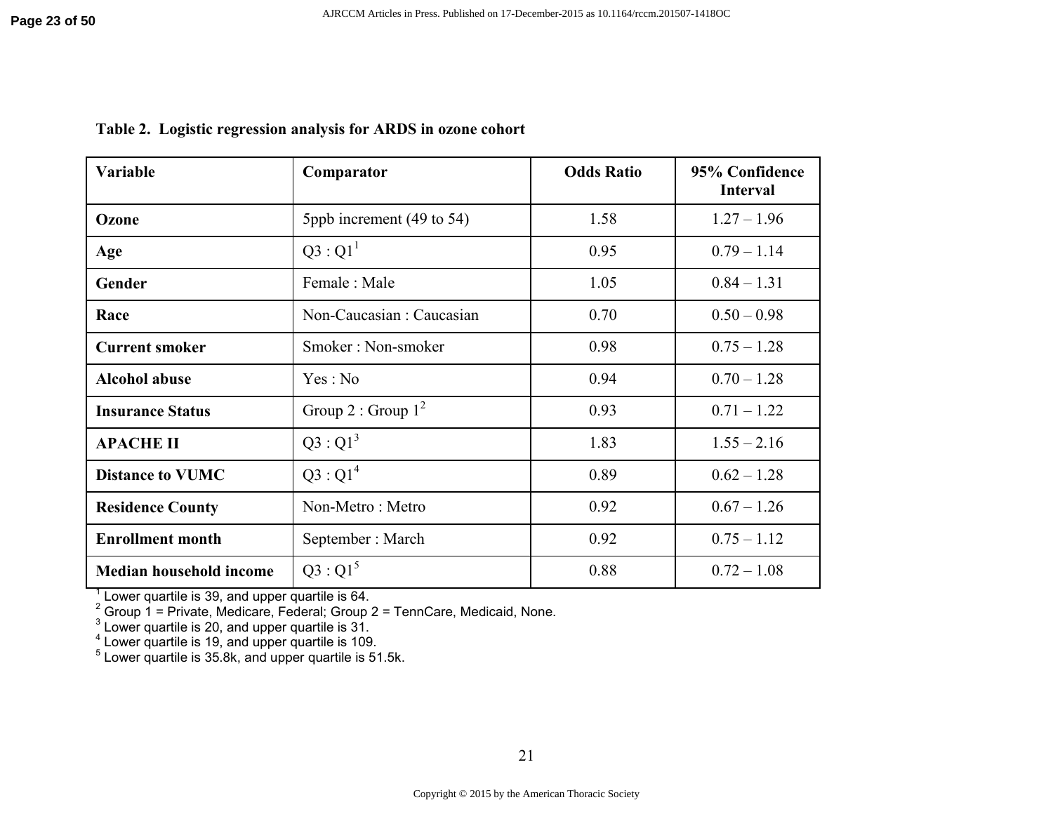**Table 2. Logistic regression analysis for ARDS in ozone cohort**

| Variable | Comparator | Odds Ratio | 95% Confidence Interval |
|---|---|---|---|
| **Ozone** | 5ppb increment (49 to 54) | 1.58 | 1.27 – 1.96 |
| **Age** | Q3 : Q1[1] | 0.95 | 0.79 – 1.14 |
| **Gender** | Female : Male | 1.05 | 0.84 – 1.31 |
| **Race** | Non-Caucasian : Caucasian | 0.70 | 0.50 – 0.98 |
| **Current smoker** | Smoker : Non-smoker | 0.98 | 0.75 – 1.28 |
| **Alcohol abuse** | Yes : No | 0.94 | 0.70 – 1.28 |
| **Insurance Status** | Group 2 : Group 1[2] | 0.93 | 0.71 – 1.22 |
| **APACHE II** | Q3 : Q1[3] | 1.83 | 1.55 – 2.16 |
| **Distance to VUMC** | Q3 : Q1[4] | 0.89 | 0.62 – 1.28 |
| **Residence County** | Non-Metro : Metro | 0.92 | 0.67 – 1.26 |
| **Enrollment month** | September : March | 0.92 | 0.75 – 1.12 |
| **Median household income** | Q3 : Q1[5] | 0.88 | 0.72 – 1.08 |

[1] Lower quartile is 39, and upper quartile is 64.
[2] Group 1 = Private, Medicare, Federal; Group 2 = TennCare, Medicaid, None.
[3] Lower quartile is 20, and upper quartile is 31.
[4] Lower quartile is 19, and upper quartile is 109.
[5] Lower quartile is 35.8k, and upper quartile is 51.5k.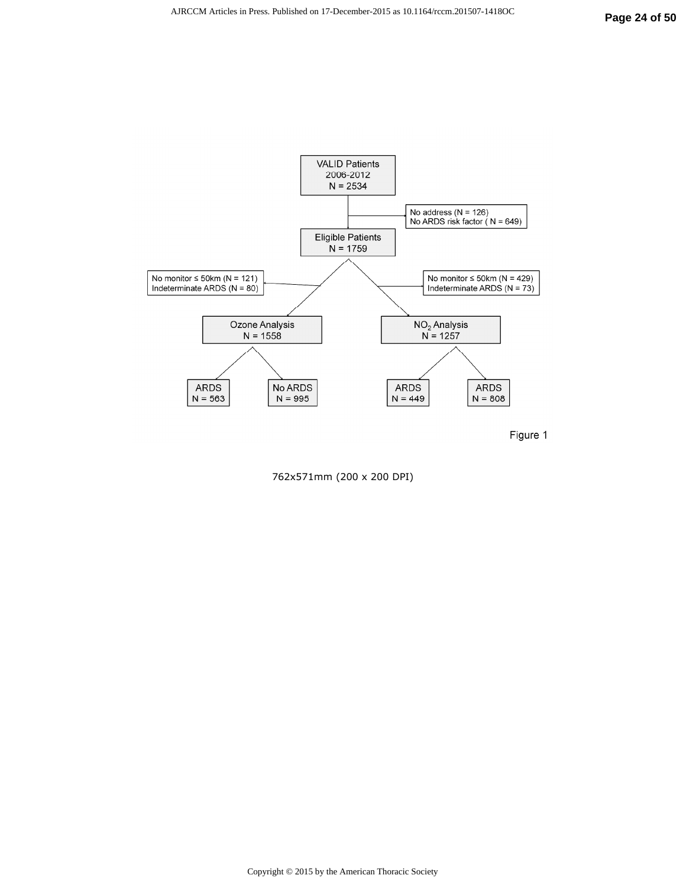VALID Patients
2006-2012
N = 2534

No address (N = 126)
No ARDS risk factor ( N = 649)

Eligible Patients
N = 1759

No monitor ≤ 50km (N = 121)
Indeterminate ARDS (N = 80)

No monitor ≤ 50km (N = 429)
Indeterminate ARDS (N = 73)

Ozone Analysis
N = 1558

$NO_2$ Analysis
N = 1257

ARDS
N = 563

No ARDS
N = 995

ARDS
N = 449

ARDS
N = 808

Figure 1

762x571mm (200 x 200 DPI)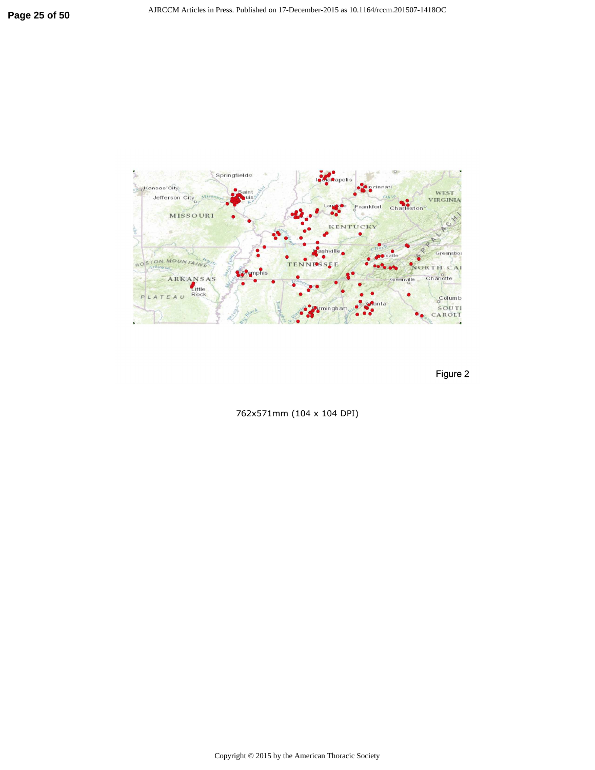Figure 2

762x571mm (104 x 104 DPI)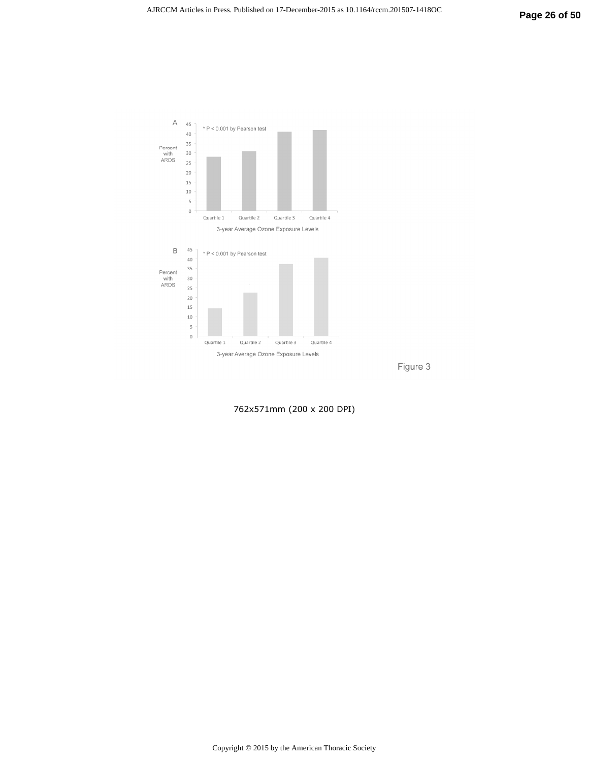A

* P < 0.001 by Pearson test

Percent with ARDS

45, 40, 35, 30, 25, 20, 15, 10, 5, 0

Quartile 1 | Quartile 2 | Quartile 3 | Quartile 4

3-year Average Ozone Exposure Levels

B

* P < 0.001 by Pearson test

Percent with ARDS

45, 40, 35, 30, 25, 20, 15, 10, 5, 0

Quartile 1 | Quartile 2 | Quartile 3 | Quartile 4

3-year Average Ozone Exposure Levels

Figure 3

762x571mm (200 x 200 DPI)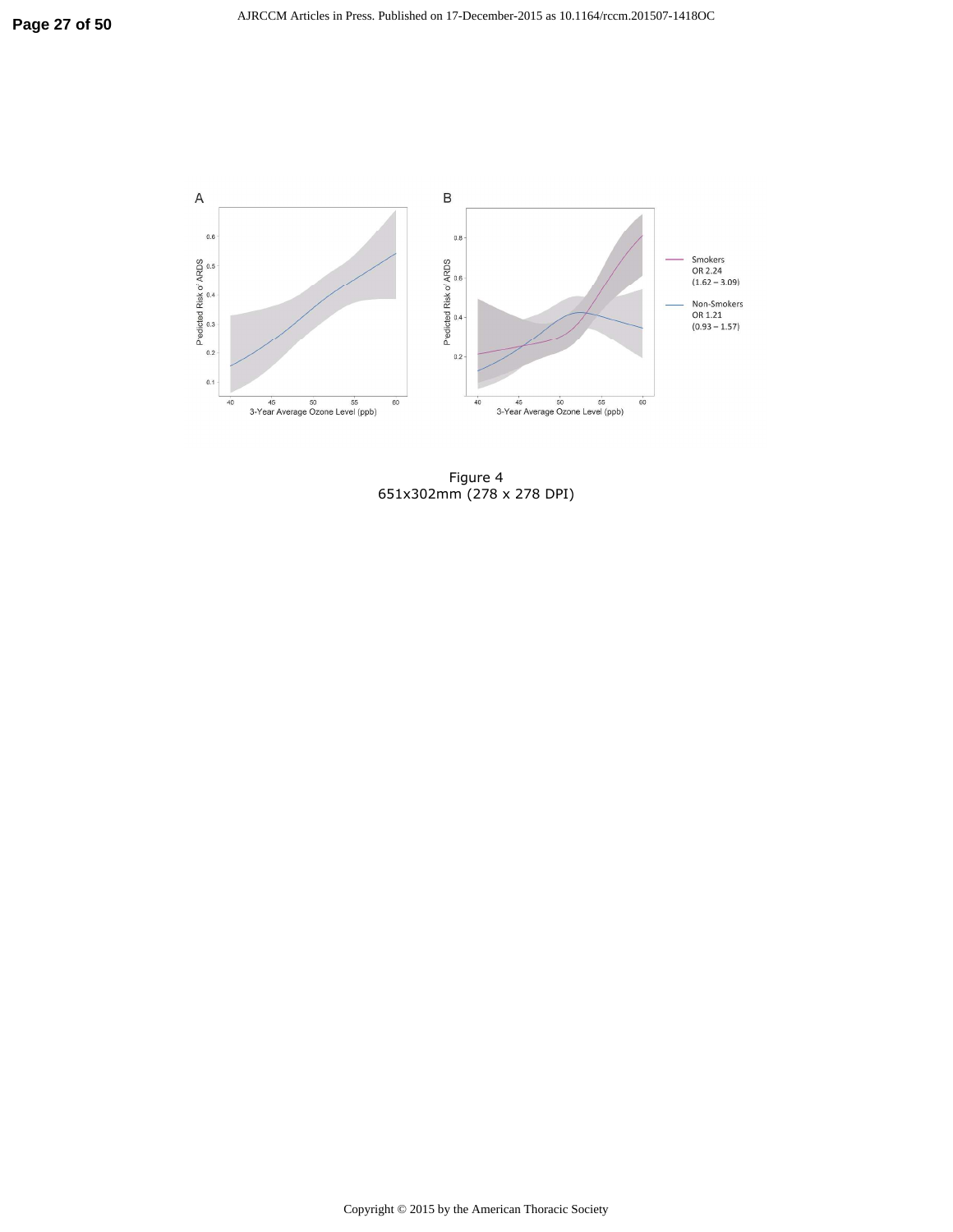Figure 4
651x302mm (278 x 278 DPI)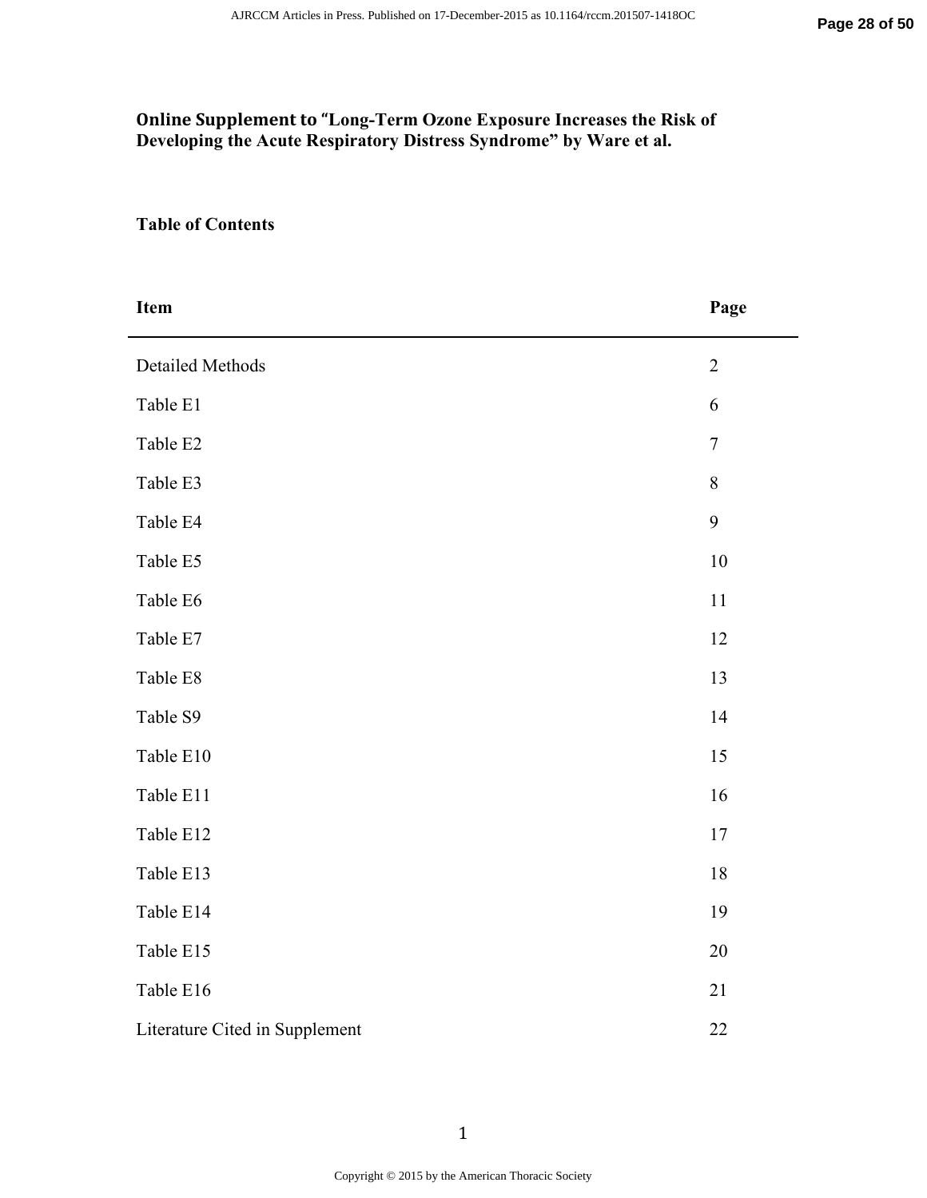# Online Supplement to "Long-Term Ozone Exposure Increases the Risk of Developing the Acute Respiratory Distress Syndrome" by Ware et al.

## Table of Contents

| Item | Page |
|---|---|
| Detailed Methods | 2 |
| Table E1 | 6 |
| Table E2 | 7 |
| Table E3 | 8 |
| Table E4 | 9 |
| Table E5 | 10 |
| Table E6 | 11 |
| Table E7 | 12 |
| Table E8 | 13 |
| Table S9 | 14 |
| Table E10 | 15 |
| Table E11 | 16 |
| Table E12 | 17 |
| Table E13 | 18 |
| Table E14 | 19 |
| Table E15 | 20 |
| Table E16 | 21 |
| Literature Cited in Supplement | 22 |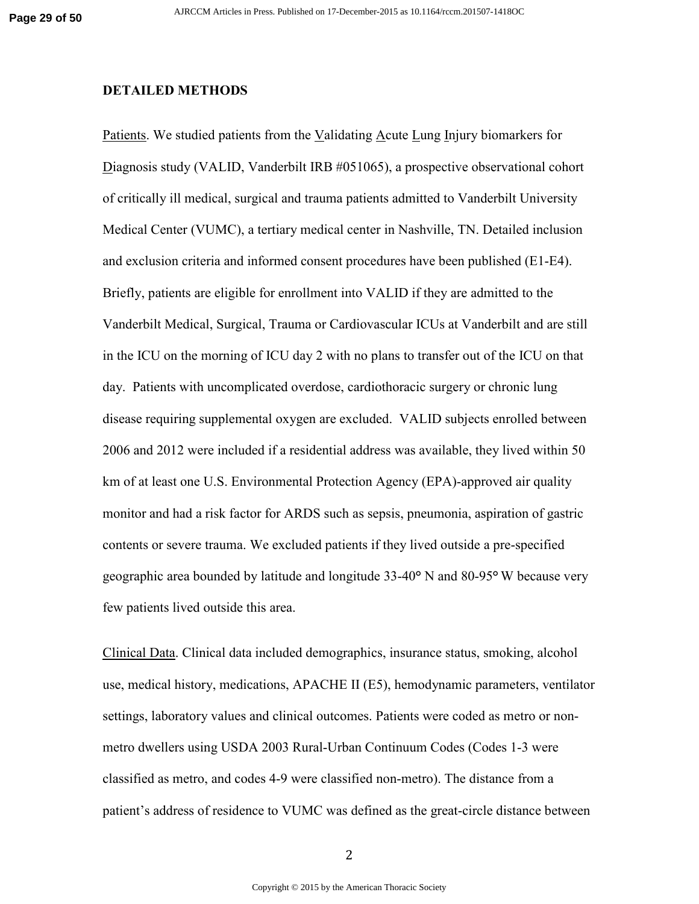## DETAILED METHODS

Patients. We studied patients from the Validating Acute Lung Injury biomarkers for Diagnosis study (VALID, Vanderbilt IRB #051065), a prospective observational cohort of critically ill medical, surgical and trauma patients admitted to Vanderbilt University Medical Center (VUMC), a tertiary medical center in Nashville, TN. Detailed inclusion and exclusion criteria and informed consent procedures have been published (E1-E4). Briefly, patients are eligible for enrollment into VALID if they are admitted to the Vanderbilt Medical, Surgical, Trauma or Cardiovascular ICUs at Vanderbilt and are still in the ICU on the morning of ICU day 2 with no plans to transfer out of the ICU on that day. Patients with uncomplicated overdose, cardiothoracic surgery or chronic lung disease requiring supplemental oxygen are excluded. VALID subjects enrolled between 2006 and 2012 were included if a residential address was available, they lived within 50 km of at least one U.S. Environmental Protection Agency (EPA)-approved air quality monitor and had a risk factor for ARDS such as sepsis, pneumonia, aspiration of gastric contents or severe trauma. We excluded patients if they lived outside a pre-specified geographic area bounded by latitude and longitude 33-40° N and 80-95° W because very few patients lived outside this area.

Clinical Data. Clinical data included demographics, insurance status, smoking, alcohol use, medical history, medications, APACHE II (E5), hemodynamic parameters, ventilator settings, laboratory values and clinical outcomes. Patients were coded as metro or non-metro dwellers using USDA 2003 Rural-Urban Continuum Codes (Codes 1-3 were classified as metro, and codes 4-9 were classified non-metro). The distance from a patient's address of residence to VUMC was defined as the great-circle distance between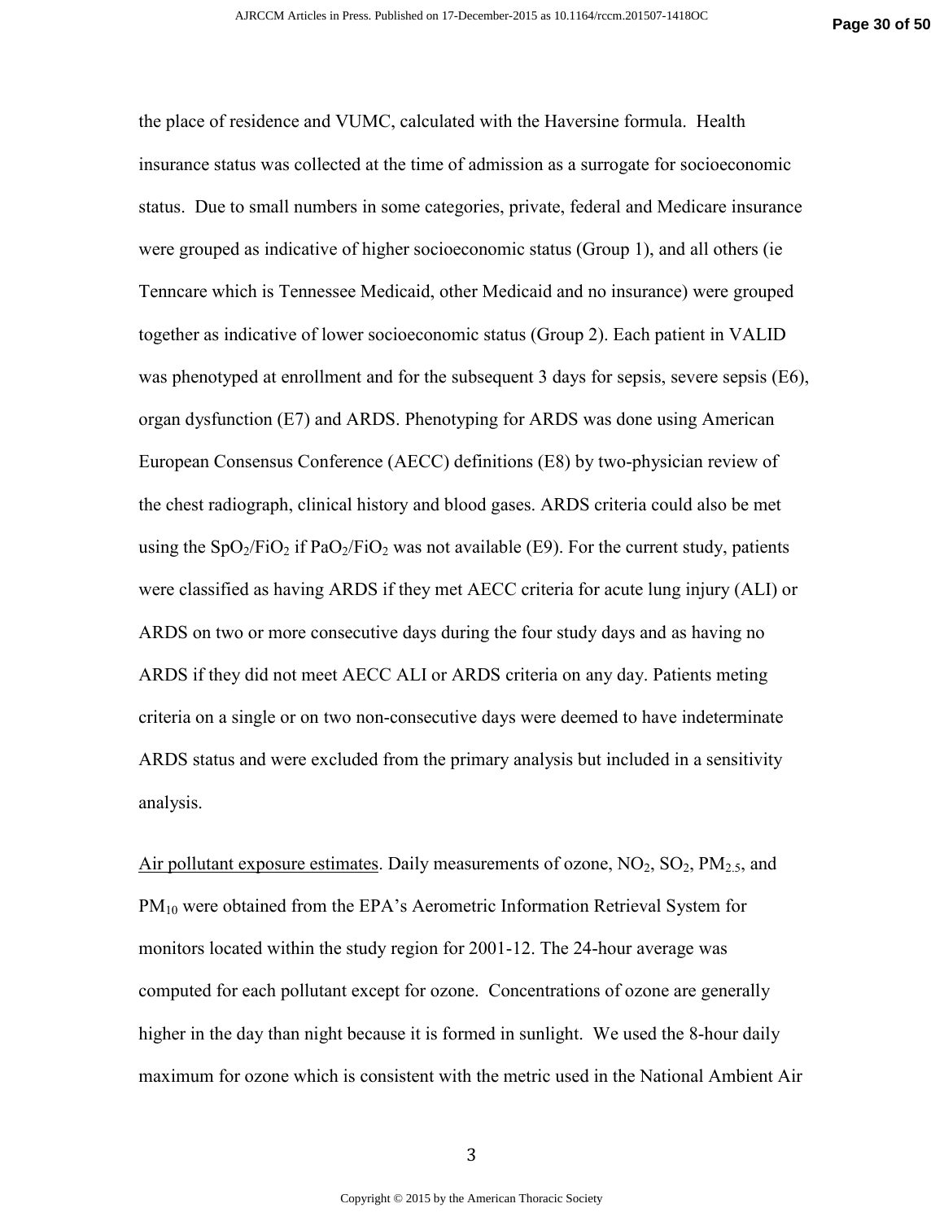the place of residence and VUMC, calculated with the Haversine formula. Health insurance status was collected at the time of admission as a surrogate for socioeconomic status. Due to small numbers in some categories, private, federal and Medicare insurance were grouped as indicative of higher socioeconomic status (Group 1), and all others (ie Tenncare which is Tennessee Medicaid, other Medicaid and no insurance) were grouped together as indicative of lower socioeconomic status (Group 2). Each patient in VALID was phenotyped at enrollment and for the subsequent 3 days for sepsis, severe sepsis (E6), organ dysfunction (E7) and ARDS. Phenotyping for ARDS was done using American European Consensus Conference (AECC) definitions (E8) by two-physician review of the chest radiograph, clinical history and blood gases. ARDS criteria could also be met using the $SpO_2/FiO_2$ if $PaO_2/FiO_2$ was not available (E9). For the current study, patients were classified as having ARDS if they met AECC criteria for acute lung injury (ALI) or ARDS on two or more consecutive days during the four study days and as having no ARDS if they did not meet AECC ALI or ARDS criteria on any day. Patients meting criteria on a single or on two non-consecutive days were deemed to have indeterminate ARDS status and were excluded from the primary analysis but included in a sensitivity analysis.

<u>Air pollutant exposure estimates</u>. Daily measurements of ozone, $NO_2$, $SO_2$, $PM_{2.5}$, and $PM_{10}$ were obtained from the EPA's Aerometric Information Retrieval System for monitors located within the study region for 2001-12. The 24-hour average was computed for each pollutant except for ozone. Concentrations of ozone are generally higher in the day than night because it is formed in sunlight. We used the 8-hour daily maximum for ozone which is consistent with the metric used in the National Ambient Air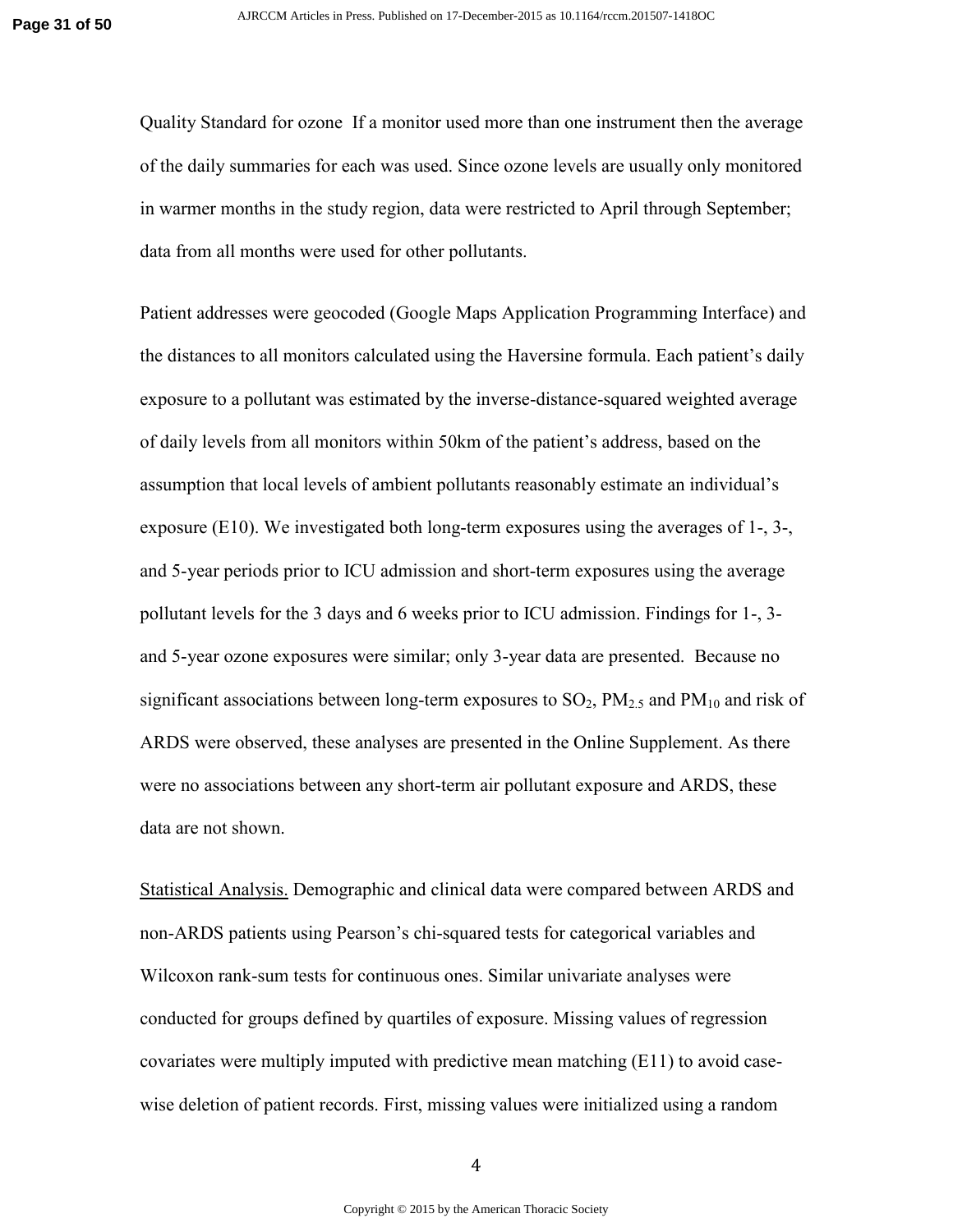Quality Standard for ozone  If a monitor used more than one instrument then the average of the daily summaries for each was used. Since ozone levels are usually only monitored in warmer months in the study region, data were restricted to April through September; data from all months were used for other pollutants.

Patient addresses were geocoded (Google Maps Application Programming Interface) and the distances to all monitors calculated using the Haversine formula. Each patient's daily exposure to a pollutant was estimated by the inverse-distance-squared weighted average of daily levels from all monitors within 50km of the patient's address, based on the assumption that local levels of ambient pollutants reasonably estimate an individual's exposure (E10). We investigated both long-term exposures using the averages of 1-, 3-, and 5-year periods prior to ICU admission and short-term exposures using the average pollutant levels for the 3 days and 6 weeks prior to ICU admission. Findings for 1-, 3- and 5-year ozone exposures were similar; only 3-year data are presented.  Because no significant associations between long-term exposures to $SO_2$, $PM_{2.5}$ and $PM_{10}$ and risk of ARDS were observed, these analyses are presented in the Online Supplement. As there were no associations between any short-term air pollutant exposure and ARDS, these data are not shown.

Statistical Analysis. Demographic and clinical data were compared between ARDS and non-ARDS patients using Pearson's chi-squared tests for categorical variables and Wilcoxon rank-sum tests for continuous ones. Similar univariate analyses were conducted for groups defined by quartiles of exposure. Missing values of regression covariates were multiply imputed with predictive mean matching (E11) to avoid case-wise deletion of patient records. First, missing values were initialized using a random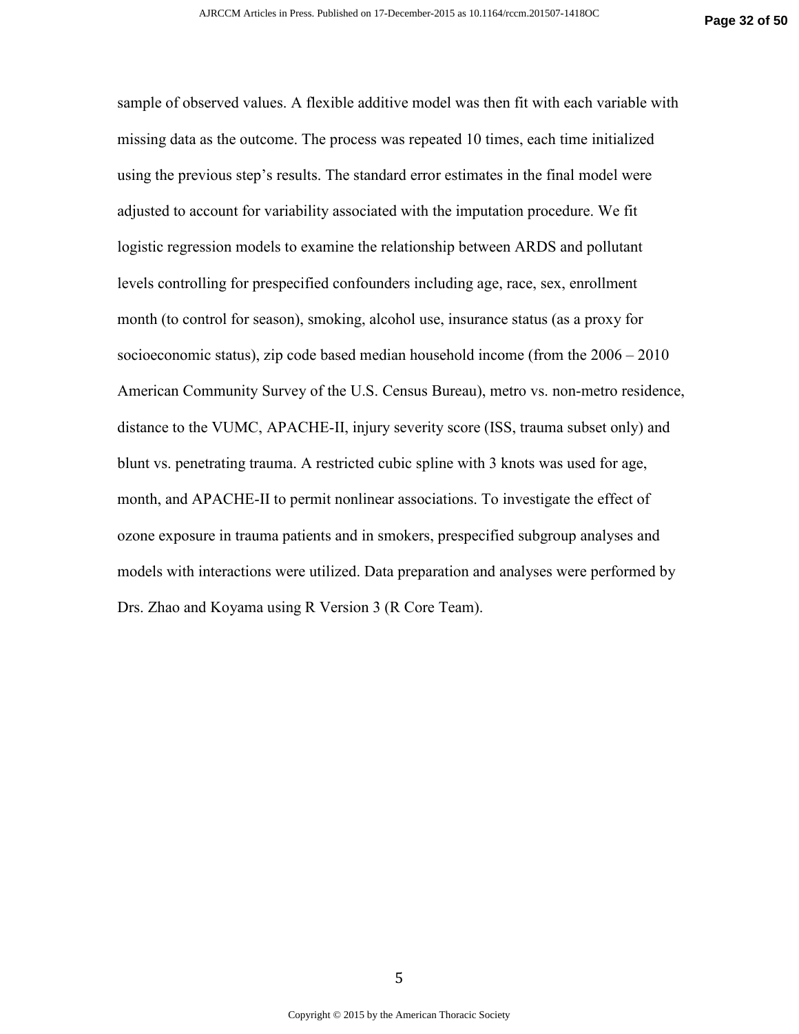sample of observed values. A flexible additive model was then fit with each variable with missing data as the outcome. The process was repeated 10 times, each time initialized using the previous step's results. The standard error estimates in the final model were adjusted to account for variability associated with the imputation procedure. We fit logistic regression models to examine the relationship between ARDS and pollutant levels controlling for prespecified confounders including age, race, sex, enrollment month (to control for season), smoking, alcohol use, insurance status (as a proxy for socioeconomic status), zip code based median household income (from the 2006 – 2010 American Community Survey of the U.S. Census Bureau), metro vs. non-metro residence, distance to the VUMC, APACHE-II, injury severity score (ISS, trauma subset only) and blunt vs. penetrating trauma. A restricted cubic spline with 3 knots was used for age, month, and APACHE-II to permit nonlinear associations. To investigate the effect of ozone exposure in trauma patients and in smokers, prespecified subgroup analyses and models with interactions were utilized. Data preparation and analyses were performed by Drs. Zhao and Koyama using R Version 3 (R Core Team).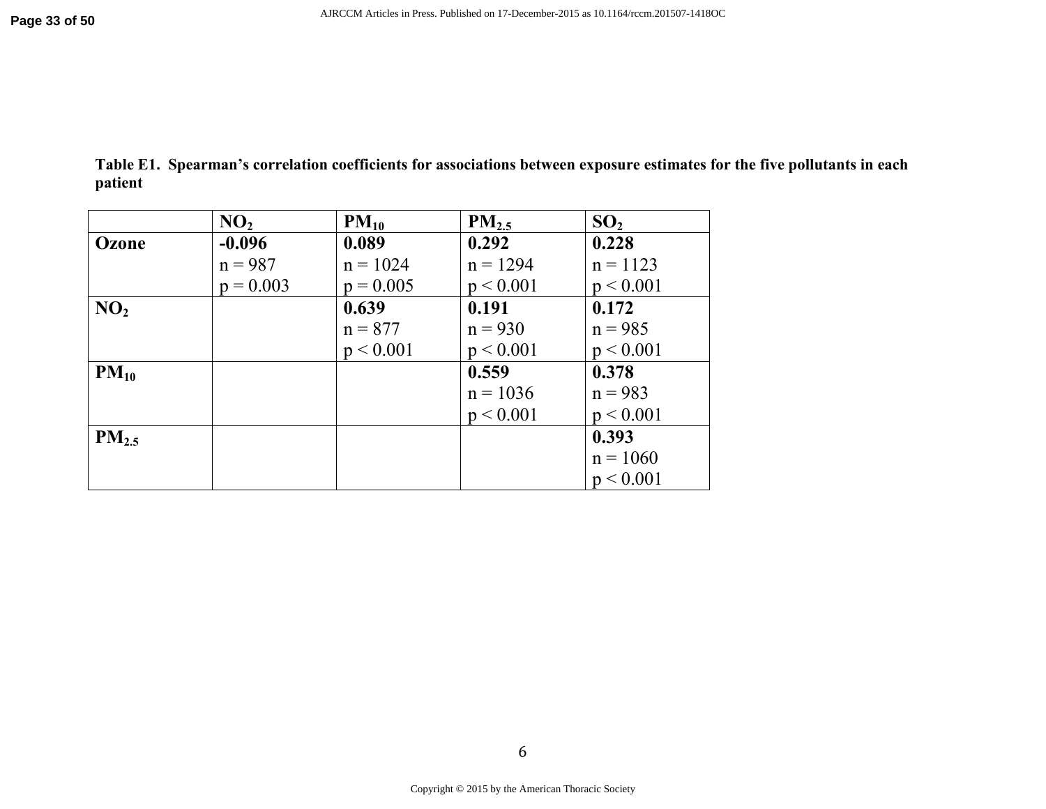**Table E1. Spearman's correlation coefficients for associations between exposure estimates for the five pollutants in each patient**

| | $NO_2$ | $PM_{10}$ | $PM_{2.5}$ | $SO_2$ |
|---|---|---|---|---|
| **Ozone** | **-0.096**<br>n = 987<br>p = 0.003 | **0.089**<br>n = 1024<br>p = 0.005 | **0.292**<br>n = 1294<br>p < 0.001 | **0.228**<br>n = 1123<br>p < 0.001 |
| **$NO_2$** | | **0.639**<br>n = 877<br>p < 0.001 | **0.191**<br>n = 930<br>p < 0.001 | **0.172**<br>n = 985<br>p < 0.001 |
| **$PM_{10}$** | | | **0.559**<br>n = 1036<br>p < 0.001 | **0.378**<br>n = 983<br>p < 0.001 |
| **$PM_{2.5}$** | | | | **0.393**<br>n = 1060<br>p < 0.001 |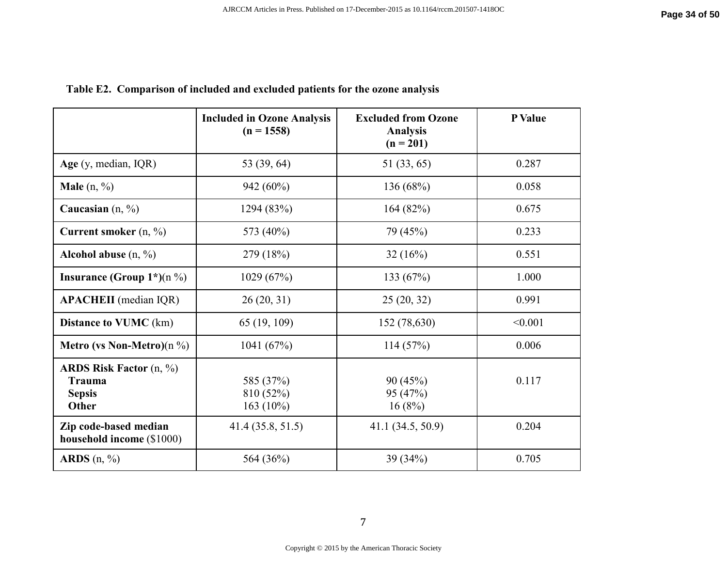**Table E2. Comparison of included and excluded patients for the ozone analysis**

| | Included in Ozone Analysis (n = 1558) | Excluded from Ozone Analysis (n = 201) | P Value |
|---|---|---|---|
| **Age** (y, median, IQR) | 53 (39, 64) | 51 (33, 65) | 0.287 |
| **Male** (n, %) | 942 (60%) | 136 (68%) | 0.058 |
| **Caucasian** (n, %) | 1294 (83%) | 164 (82%) | 0.675 |
| **Current smoker** (n, %) | 573 (40%) | 79 (45%) | 0.233 |
| **Alcohol abuse** (n, %) | 279 (18%) | 32 (16%) | 0.551 |
| **Insurance (Group 1*)**(n %) | 1029 (67%) | 133 (67%) | 1.000 |
| **APACHEII** (median IQR) | 26 (20, 31) | 25 (20, 32) | 0.991 |
| **Distance to VUMC** (km) | 65 (19, 109) | 152 (78,630) | <0.001 |
| **Metro (vs Non-Metro)**(n %) | 1041 (67%) | 114 (57%) | 0.006 |
| **ARDS Risk Factor** (n, %) | | | 0.117 |
| **Trauma** | 585 (37%) | 90 (45%) | |
| **Sepsis** | 810 (52%) | 95 (47%) | |
| **Other** | 163 (10%) | 16 (8%) | |
| **Zip code-based median household income** ($1000) | 41.4 (35.8, 51.5) | 41.1 (34.5, 50.9) | 0.204 |
| **ARDS** (n, %) | 564 (36%) | 39 (34%) | 0.705 |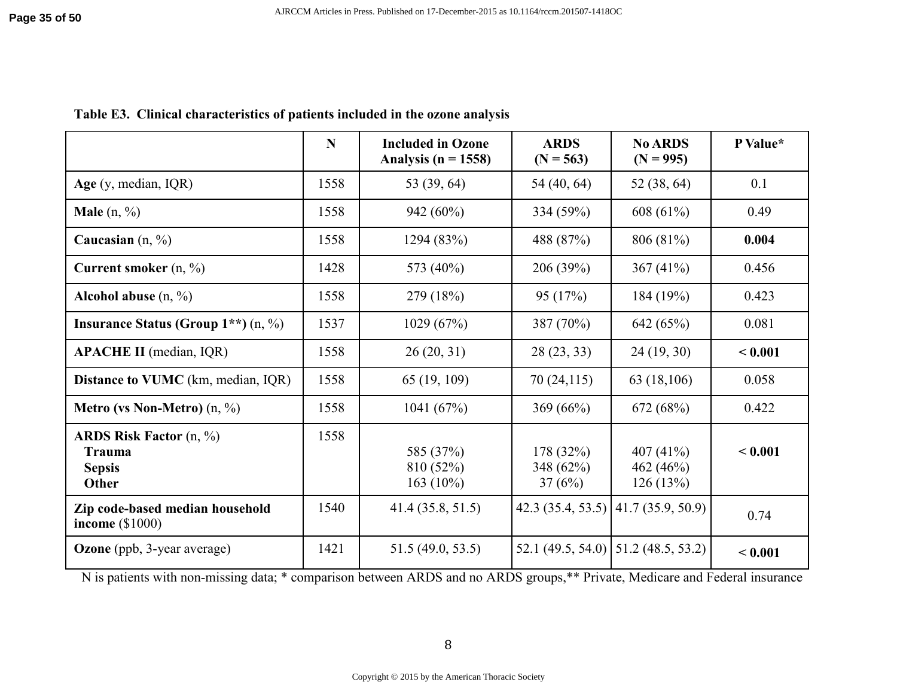**Table E3. Clinical characteristics of patients included in the ozone analysis**

| | N | Included in Ozone Analysis (n = 1558) | ARDS (N = 563) | No ARDS (N = 995) | P Value* |
|---|---|---|---|---|---|
| **Age** (y, median, IQR) | 1558 | 53 (39, 64) | 54 (40, 64) | 52 (38, 64) | 0.1 |
| **Male** (n, %) | 1558 | 942 (60%) | 334 (59%) | 608 (61%) | 0.49 |
| **Caucasian** (n, %) | 1558 | 1294 (83%) | 488 (87%) | 806 (81%) | **0.004** |
| **Current smoker** (n, %) | 1428 | 573 (40%) | 206 (39%) | 367 (41%) | 0.456 |
| **Alcohol abuse** (n, %) | 1558 | 279 (18%) | 95 (17%) | 184 (19%) | 0.423 |
| **Insurance Status (Group 1\*\*)** (n, %) | 1537 | 1029 (67%) | 387 (70%) | 642 (65%) | 0.081 |
| **APACHE II** (median, IQR) | 1558 | 26 (20, 31) | 28 (23, 33) | 24 (19, 30) | **< 0.001** |
| **Distance to VUMC** (km, median, IQR) | 1558 | 65 (19, 109) | 70 (24,115) | 63 (18,106) | 0.058 |
| **Metro (vs Non-Metro)** (n, %) | 1558 | 1041 (67%) | 369 (66%) | 672 (68%) | 0.422 |
| **ARDS Risk Factor** (n, %) | 1558 | | | | **< 0.001** |
| **Trauma** | | 585 (37%) | 178 (32%) | 407 (41%) | |
| **Sepsis** | | 810 (52%) | 348 (62%) | 462 (46%) | |
| **Other** | | 163 (10%) | 37 (6%) | 126 (13%) | |
| **Zip code-based median household income** ($1000) | 1540 | 41.4 (35.8, 51.5) | 42.3 (35.4, 53.5) | 41.7 (35.9, 50.9) | 0.74 |
| **Ozone** (ppb, 3-year average) | 1421 | 51.5 (49.0, 53.5) | 52.1 (49.5, 54.0) | 51.2 (48.5, 53.2) | **< 0.001** |

N is patients with non-missing data; * comparison between ARDS and no ARDS groups,** Private, Medicare and Federal insurance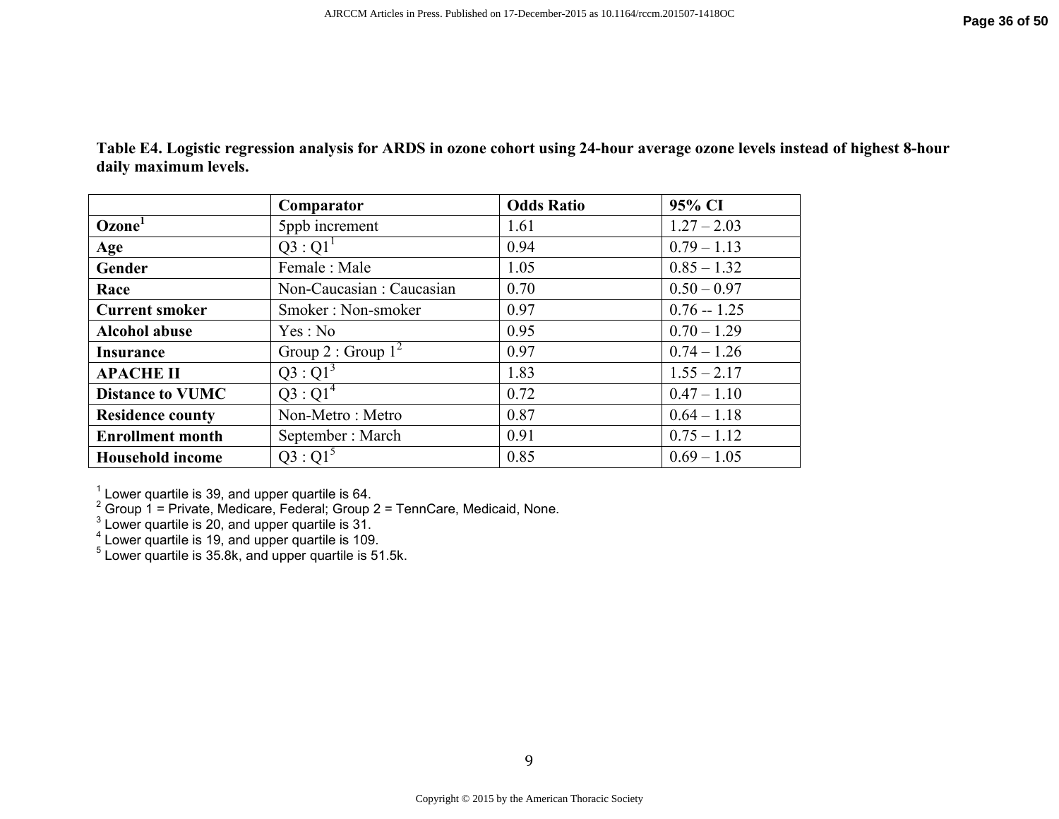**Table E4. Logistic regression analysis for ARDS in ozone cohort using 24-hour average ozone levels instead of highest 8-hour daily maximum levels.**

| | Comparator | Odds Ratio | 95% CI |
|---|---|---|---|
| **Ozone[1]** | 5ppb increment | 1.61 | 1.27 – 2.03 |
| **Age** | Q3 : Q1[1] | 0.94 | 0.79 – 1.13 |
| **Gender** | Female : Male | 1.05 | 0.85 – 1.32 |
| **Race** | Non-Caucasian : Caucasian | 0.70 | 0.50 – 0.97 |
| **Current smoker** | Smoker : Non-smoker | 0.97 | 0.76 -- 1.25 |
| **Alcohol abuse** | Yes : No | 0.95 | 0.70 – 1.29 |
| **Insurance** | Group 2 : Group 1[2] | 0.97 | 0.74 – 1.26 |
| **APACHE II** | Q3 : Q1[3] | 1.83 | 1.55 – 2.17 |
| **Distance to VUMC** | Q3 : Q1[4] | 0.72 | 0.47 – 1.10 |
| **Residence county** | Non-Metro : Metro | 0.87 | 0.64 – 1.18 |
| **Enrollment month** | September : March | 0.91 | 0.75 – 1.12 |
| **Household income** | Q3 : Q1[5] | 0.85 | 0.69 – 1.05 |

[1] Lower quartile is 39, and upper quartile is 64.
[2] Group 1 = Private, Medicare, Federal; Group 2 = TennCare, Medicaid, None.
[3] Lower quartile is 20, and upper quartile is 31.
[4] Lower quartile is 19, and upper quartile is 109.
[5] Lower quartile is 35.8k, and upper quartile is 51.5k.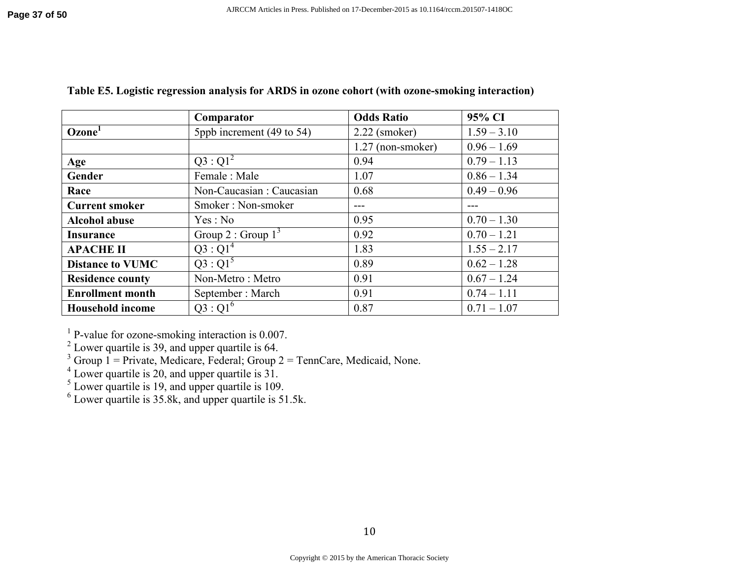**Table E5. Logistic regression analysis for ARDS in ozone cohort (with ozone-smoking interaction)**

| | Comparator | Odds Ratio | 95% CI |
|---|---|---|---|
| **Ozone**[1] | 5ppb increment (49 to 54) | 2.22 (smoker) | 1.59 – 3.10 |
| | | 1.27 (non-smoker) | 0.96 – 1.69 |
| **Age** | Q3 : Q1[2] | 0.94 | 0.79 – 1.13 |
| **Gender** | Female : Male | 1.07 | 0.86 – 1.34 |
| **Race** | Non-Caucasian : Caucasian | 0.68 | 0.49 – 0.96 |
| **Current smoker** | Smoker : Non-smoker | --- | --- |
| **Alcohol abuse** | Yes : No | 0.95 | 0.70 – 1.30 |
| **Insurance** | Group 2 : Group 1[3] | 0.92 | 0.70 – 1.21 |
| **APACHE II** | Q3 : Q1[4] | 1.83 | 1.55 – 2.17 |
| **Distance to VUMC** | Q3 : Q1[5] | 0.89 | 0.62 – 1.28 |
| **Residence county** | Non-Metro : Metro | 0.91 | 0.67 – 1.24 |
| **Enrollment month** | September : March | 0.91 | 0.74 – 1.11 |
| **Household income** | Q3 : Q1[6] | 0.87 | 0.71 – 1.07 |

[1] P-value for ozone-smoking interaction is 0.007.
[2] Lower quartile is 39, and upper quartile is 64.
[3] Group 1 = Private, Medicare, Federal; Group 2 = TennCare, Medicaid, None.
[4] Lower quartile is 20, and upper quartile is 31.
[5] Lower quartile is 19, and upper quartile is 109.
[6] Lower quartile is 35.8k, and upper quartile is 51.5k.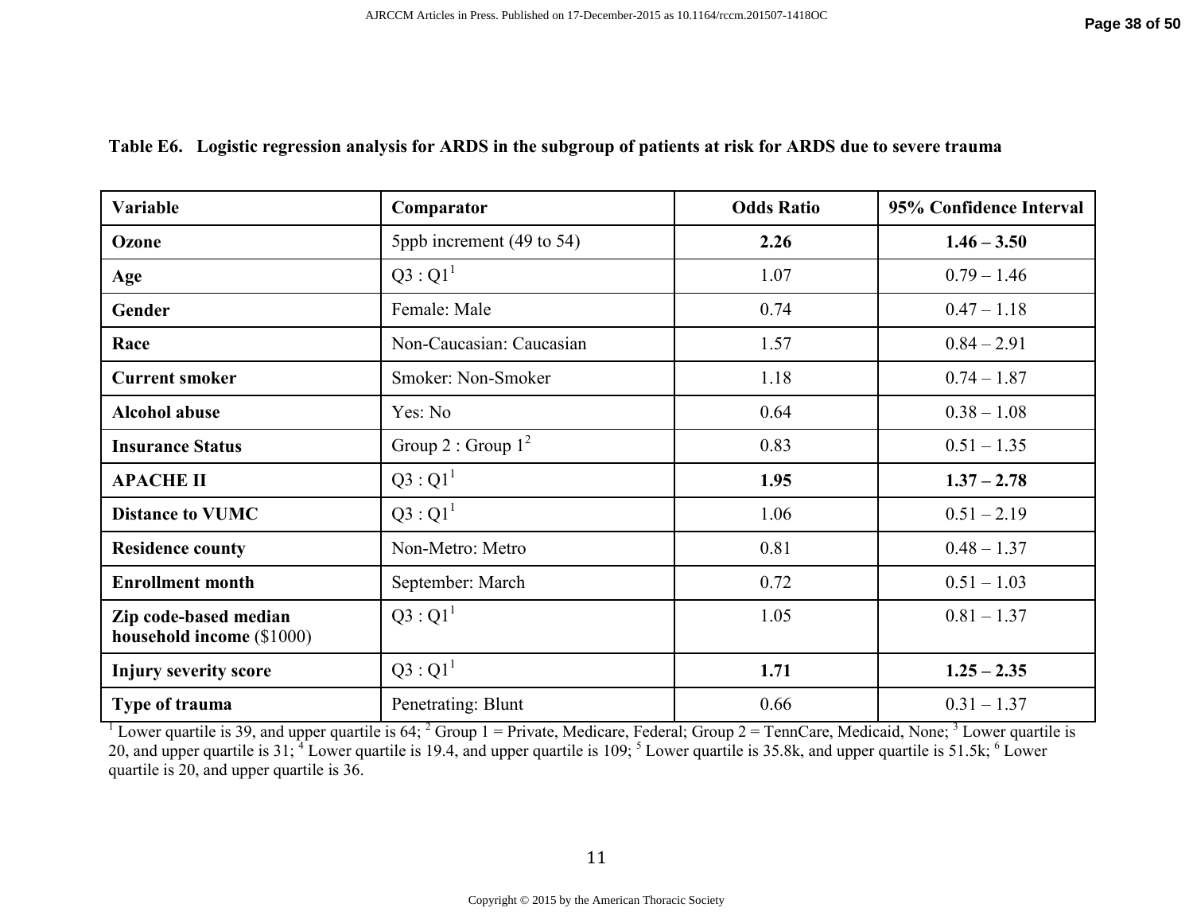**Table E6. Logistic regression analysis for ARDS in the subgroup of patients at risk for ARDS due to severe trauma**

| Variable | Comparator | Odds Ratio | 95% Confidence Interval |
|---|---|---|---|
| **Ozone** | 5ppb increment (49 to 54) | **2.26** | **1.46 – 3.50** |
| **Age** | Q3 : Q1[1] | 1.07 | 0.79 – 1.46 |
| **Gender** | Female: Male | 0.74 | 0.47 – 1.18 |
| **Race** | Non-Caucasian: Caucasian | 1.57 | 0.84 – 2.91 |
| **Current smoker** | Smoker: Non-Smoker | 1.18 | 0.74 – 1.87 |
| **Alcohol abuse** | Yes: No | 0.64 | 0.38 – 1.08 |
| **Insurance Status** | Group 2 : Group 1[2] | 0.83 | 0.51 – 1.35 |
| **APACHE II** | Q3 : Q1[1] | **1.95** | **1.37 – 2.78** |
| **Distance to VUMC** | Q3 : Q1[1] | 1.06 | 0.51 – 2.19 |
| **Residence county** | Non-Metro: Metro | 0.81 | 0.48 – 1.37 |
| **Enrollment month** | September: March | 0.72 | 0.51 – 1.03 |
| **Zip code-based median household income** ($1000) | Q3 : Q1[1] | 1.05 | 0.81 – 1.37 |
| **Injury severity score** | Q3 : Q1[1] | **1.71** | **1.25 – 2.35** |
| **Type of trauma** | Penetrating: Blunt | 0.66 | 0.31 – 1.37 |

[1] Lower quartile is 39, and upper quartile is 64; [2] Group 1 = Private, Medicare, Federal; Group 2 = TennCare, Medicaid, None; [3] Lower quartile is 20, and upper quartile is 31; [4] Lower quartile is 19.4, and upper quartile is 109; [5] Lower quartile is 35.8k, and upper quartile is 51.5k; [6] Lower quartile is 20, and upper quartile is 36.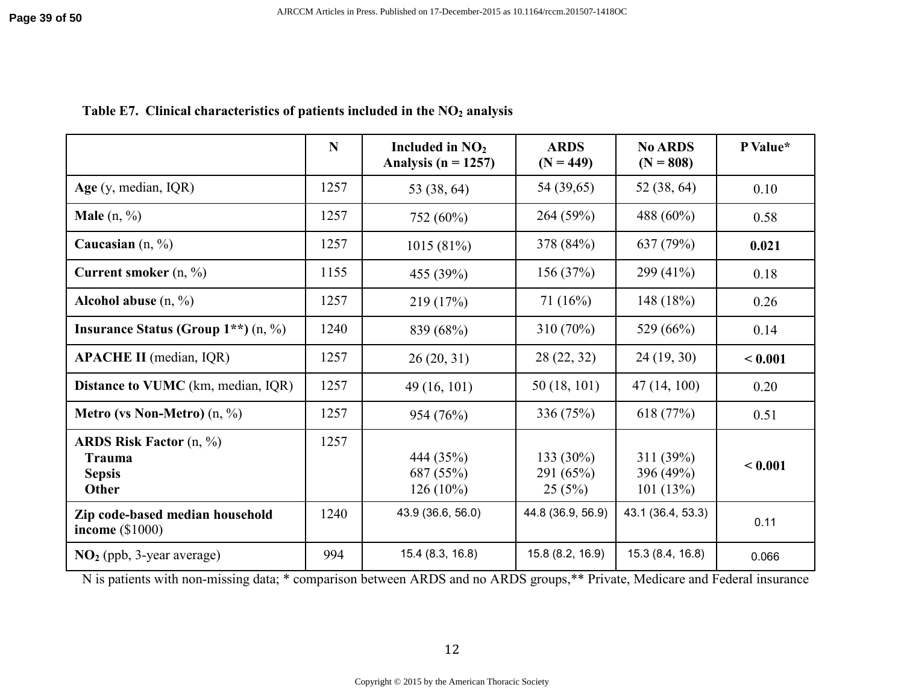**Table E7. Clinical characteristics of patients included in the $NO_2$ analysis**

| | N | Included in $NO_2$ Analysis (n = 1257) | ARDS (N = 449) | No ARDS (N = 808) | P Value* |
|---|---|---|---|---|---|
| **Age** (y, median, IQR) | 1257 | 53 (38, 64) | 54 (39,65) | 52 (38, 64) | 0.10 |
| **Male** (n, %) | 1257 | 752 (60%) | 264 (59%) | 488 (60%) | 0.58 |
| **Caucasian** (n, %) | 1257 | 1015 (81%) | 378 (84%) | 637 (79%) | **0.021** |
| **Current smoker** (n, %) | 1155 | 455 (39%) | 156 (37%) | 299 (41%) | 0.18 |
| **Alcohol abuse** (n, %) | 1257 | 219 (17%) | 71 (16%) | 148 (18%) | 0.26 |
| **Insurance Status (Group 1**)** (n, %) | 1240 | 839 (68%) | 310 (70%) | 529 (66%) | 0.14 |
| **APACHE II** (median, IQR) | 1257 | 26 (20, 31) | 28 (22, 32) | 24 (19, 30) | **< 0.001** |
| **Distance to VUMC** (km, median, IQR) | 1257 | 49 (16, 101) | 50 (18, 101) | 47 (14, 100) | 0.20 |
| **Metro (vs Non-Metro)** (n, %) | 1257 | 954 (76%) | 336 (75%) | 618 (77%) | 0.51 |
| **ARDS Risk Factor** (n, %) | 1257 | | | | **< 0.001** |
| **Trauma** | | 444 (35%) | 133 (30%) | 311 (39%) | |
| **Sepsis** | | 687 (55%) | 291 (65%) | 396 (49%) | |
| **Other** | | 126 (10%) | 25 (5%) | 101 (13%) | |
| **Zip code-based median household income** ($1000) | 1240 | 43.9 (36.6, 56.0) | 44.8 (36.9, 56.9) | 43.1 (36.4, 53.3) | 0.11 |
| **$NO_2$** (ppb, 3-year average) | 994 | 15.4 (8.3, 16.8) | 15.8 (8.2, 16.9) | 15.3 (8.4, 16.8) | 0.066 |

N is patients with non-missing data; * comparison between ARDS and no ARDS groups,** Private, Medicare and Federal insurance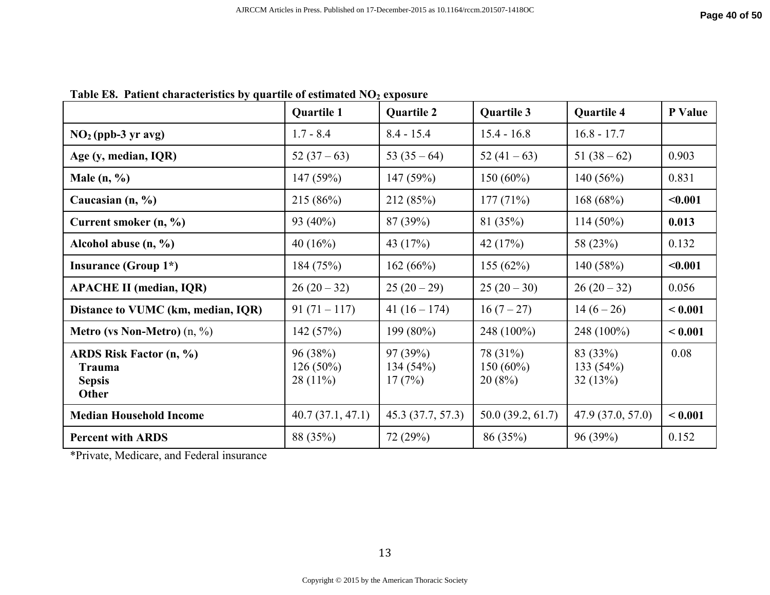**Table E8. Patient characteristics by quartile of estimated $NO_2$ exposure**

| | Quartile 1 | Quartile 2 | Quartile 3 | Quartile 4 | P Value |
|---|---|---|---|---|---|
| **$NO_2$ (ppb-3 yr avg)** | 1.7 - 8.4 | 8.4 - 15.4 | 15.4 - 16.8 | 16.8 - 17.7 | |
| **Age (y, median, IQR)** | 52 (37 – 63) | 53 (35 – 64) | 52 (41 – 63) | 51 (38 – 62) | 0.903 |
| **Male (n, %)** | 147 (59%) | 147 (59%) | 150 (60%) | 140 (56%) | 0.831 |
| **Caucasian (n, %)** | 215 (86%) | 212 (85%) | 177 (71%) | 168 (68%) | **<0.001** |
| **Current smoker (n, %)** | 93 (40%) | 87 (39%) | 81 (35%) | 114 (50%) | **0.013** |
| **Alcohol abuse (n, %)** | 40 (16%) | 43 (17%) | 42 (17%) | 58 (23%) | 0.132 |
| **Insurance (Group 1*)** | 184 (75%) | 162 (66%) | 155 (62%) | 140 (58%) | **<0.001** |
| **APACHE II (median, IQR)** | 26 (20 – 32) | 25 (20 – 29) | 25 (20 – 30) | 26 (20 – 32) | 0.056 |
| **Distance to VUMC (km, median, IQR)** | 91 (71 – 117) | 41 (16 – 174) | 16 (7 – 27) | 14 (6 – 26) | **< 0.001** |
| **Metro (vs Non-Metro)** (n, %) | 142 (57%) | 199 (80%) | 248 (100%) | 248 (100%) | **< 0.001** |
| **ARDS Risk Factor (n, %)** | | | | | 0.08 |
| **Trauma** | 96 (38%) | 97 (39%) | 78 (31%) | 83 (33%) | |
| **Sepsis** | 126 (50%) | 134 (54%) | 150 (60%) | 133 (54%) | |
| **Other** | 28 (11%) | 17 (7%) | 20 (8%) | 32 (13%) | |
| **Median Household Income** | 40.7 (37.1, 47.1) | 45.3 (37.7, 57.3) | 50.0 (39.2, 61.7) | 47.9 (37.0, 57.0) | **< 0.001** |
| **Percent with ARDS** | 88 (35%) | 72 (29%) | 86 (35%) | 96 (39%) | 0.152 |

*Private, Medicare, and Federal insurance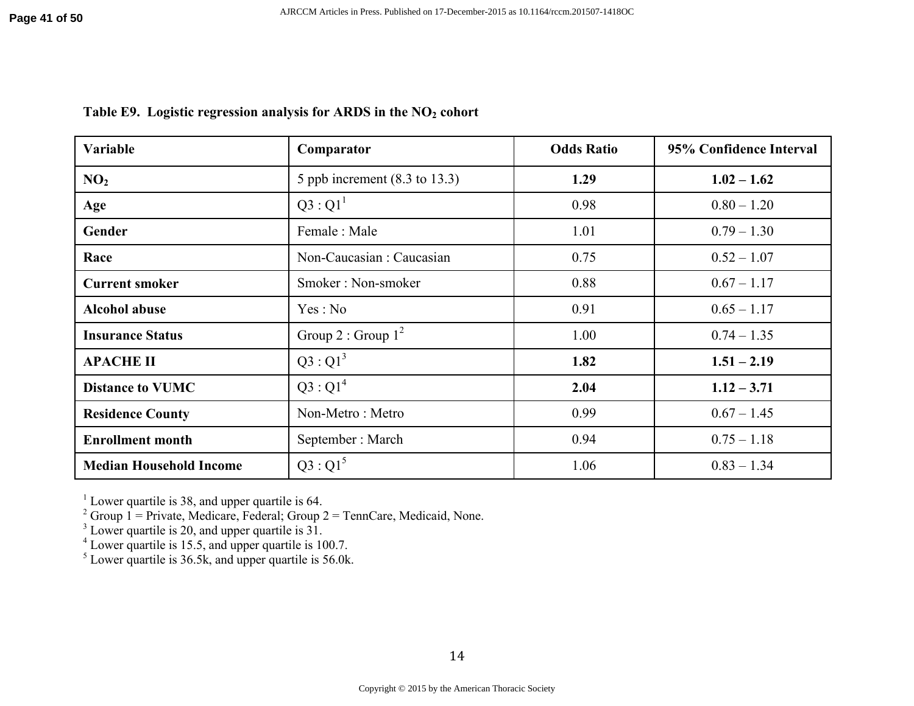**Table E9. Logistic regression analysis for ARDS in the $NO_2$ cohort**

| Variable | Comparator | Odds Ratio | 95% Confidence Interval |
|---|---|---|---|
| **$NO_2$** | 5 ppb increment (8.3 to 13.3) | **1.29** | **1.02 – 1.62** |
| **Age** | Q3 : Q1[1] | 0.98 | 0.80 – 1.20 |
| **Gender** | Female : Male | 1.01 | 0.79 – 1.30 |
| **Race** | Non-Caucasian : Caucasian | 0.75 | 0.52 – 1.07 |
| **Current smoker** | Smoker : Non-smoker | 0.88 | 0.67 – 1.17 |
| **Alcohol abuse** | Yes : No | 0.91 | 0.65 – 1.17 |
| **Insurance Status** | Group 2 : Group 1[2] | 1.00 | 0.74 – 1.35 |
| **APACHE II** | Q3 : Q1[3] | **1.82** | **1.51 – 2.19** |
| **Distance to VUMC** | Q3 : Q1[4] | **2.04** | **1.12 – 3.71** |
| **Residence County** | Non-Metro : Metro | 0.99 | 0.67 – 1.45 |
| **Enrollment month** | September : March | 0.94 | 0.75 – 1.18 |
| **Median Household Income** | Q3 : Q1[5] | 1.06 | 0.83 – 1.34 |

[1] Lower quartile is 38, and upper quartile is 64.
[2] Group 1 = Private, Medicare, Federal; Group 2 = TennCare, Medicaid, None.
[3] Lower quartile is 20, and upper quartile is 31.
[4] Lower quartile is 15.5, and upper quartile is 100.7.
[5] Lower quartile is 36.5k, and upper quartile is 56.0k.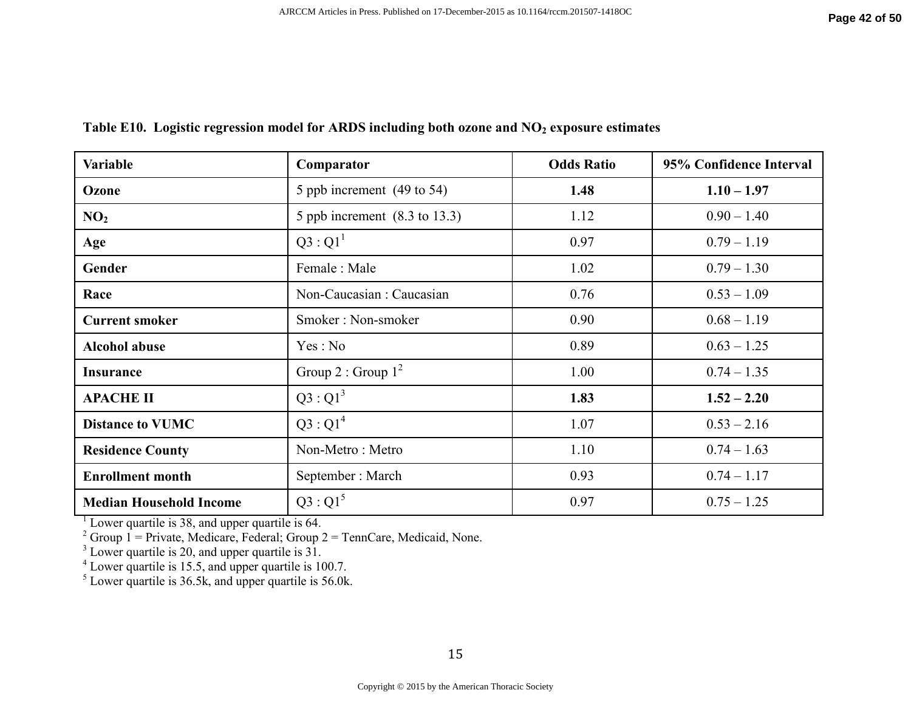**Table E10. Logistic regression model for ARDS including both ozone and $NO_2$ exposure estimates**

| Variable | Comparator | Odds Ratio | 95% Confidence Interval |
|---|---|---|---|
| **Ozone** | 5 ppb increment (49 to 54) | **1.48** | **1.10 – 1.97** |
| **$NO_2$** | 5 ppb increment (8.3 to 13.3) | 1.12 | 0.90 – 1.40 |
| **Age** | Q3 : Q1[1] | 0.97 | 0.79 – 1.19 |
| **Gender** | Female : Male | 1.02 | 0.79 – 1.30 |
| **Race** | Non-Caucasian : Caucasian | 0.76 | 0.53 – 1.09 |
| **Current smoker** | Smoker : Non-smoker | 0.90 | 0.68 – 1.19 |
| **Alcohol abuse** | Yes : No | 0.89 | 0.63 – 1.25 |
| **Insurance** | Group 2 : Group 1[2] | 1.00 | 0.74 – 1.35 |
| **APACHE II** | Q3 : Q1[3] | **1.83** | **1.52 – 2.20** |
| **Distance to VUMC** | Q3 : Q1[4] | 1.07 | 0.53 – 2.16 |
| **Residence County** | Non-Metro : Metro | 1.10 | 0.74 – 1.63 |
| **Enrollment month** | September : March | 0.93 | 0.74 – 1.17 |
| **Median Household Income** | Q3 : Q1[5] | 0.97 | 0.75 – 1.25 |

[1] Lower quartile is 38, and upper quartile is 64.
[2] Group 1 = Private, Medicare, Federal; Group 2 = TennCare, Medicaid, None.
[3] Lower quartile is 20, and upper quartile is 31.
[4] Lower quartile is 15.5, and upper quartile is 100.7.
[5] Lower quartile is 36.5k, and upper quartile is 56.0k.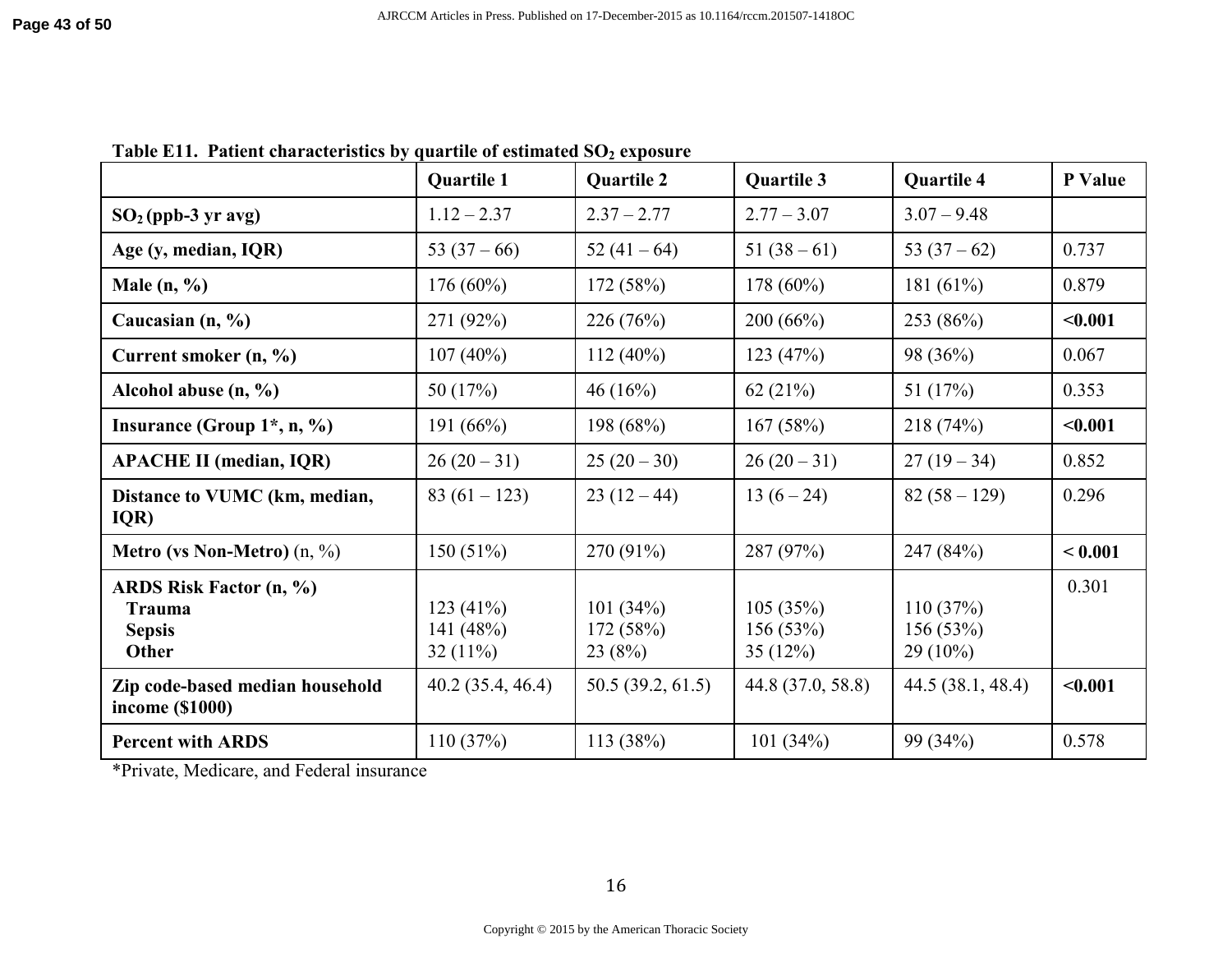**Table E11. Patient characteristics by quartile of estimated $SO_2$ exposure**

| | Quartile 1 | Quartile 2 | Quartile 3 | Quartile 4 | P Value |
|---|---|---|---|---|---|
| **$SO_2$ (ppb-3 yr avg)** | 1.12 – 2.37 | 2.37 – 2.77 | 2.77 – 3.07 | 3.07 – 9.48 | |
| **Age (y, median, IQR)** | 53 (37 – 66) | 52 (41 – 64) | 51 (38 – 61) | 53 (37 – 62) | 0.737 |
| **Male (n, %)** | 176 (60%) | 172 (58%) | 178 (60%) | 181 (61%) | 0.879 |
| **Caucasian (n, %)** | 271 (92%) | 226 (76%) | 200 (66%) | 253 (86%) | **<0.001** |
| **Current smoker (n, %)** | 107 (40%) | 112 (40%) | 123 (47%) | 98 (36%) | 0.067 |
| **Alcohol abuse (n, %)** | 50 (17%) | 46 (16%) | 62 (21%) | 51 (17%) | 0.353 |
| **Insurance (Group 1*, n, %)** | 191 (66%) | 198 (68%) | 167 (58%) | 218 (74%) | **<0.001** |
| **APACHE II (median, IQR)** | 26 (20 – 31) | 25 (20 – 30) | 26 (20 – 31) | 27 (19 – 34) | 0.852 |
| **Distance to VUMC (km, median, IQR)** | 83 (61 – 123) | 23 (12 – 44) | 13 (6 – 24) | 82 (58 – 129) | 0.296 |
| **Metro (vs Non-Metro)** (n, %) | 150 (51%) | 270 (91%) | 287 (97%) | 247 (84%) | **< 0.001** |
| **ARDS Risk Factor (n, %)** | | | | | 0.301 |
| **Trauma** | 123 (41%) | 101 (34%) | 105 (35%) | 110 (37%) | |
| **Sepsis** | 141 (48%) | 172 (58%) | 156 (53%) | 156 (53%) | |
| **Other** | 32 (11%) | 23 (8%) | 35 (12%) | 29 (10%) | |
| **Zip code-based median household income ($1000)** | 40.2 (35.4, 46.4) | 50.5 (39.2, 61.5) | 44.8 (37.0, 58.8) | 44.5 (38.1, 48.4) | **<0.001** |
| **Percent with ARDS** | 110 (37%) | 113 (38%) | 101 (34%) | 99 (34%) | 0.578 |

*Private, Medicare, and Federal insurance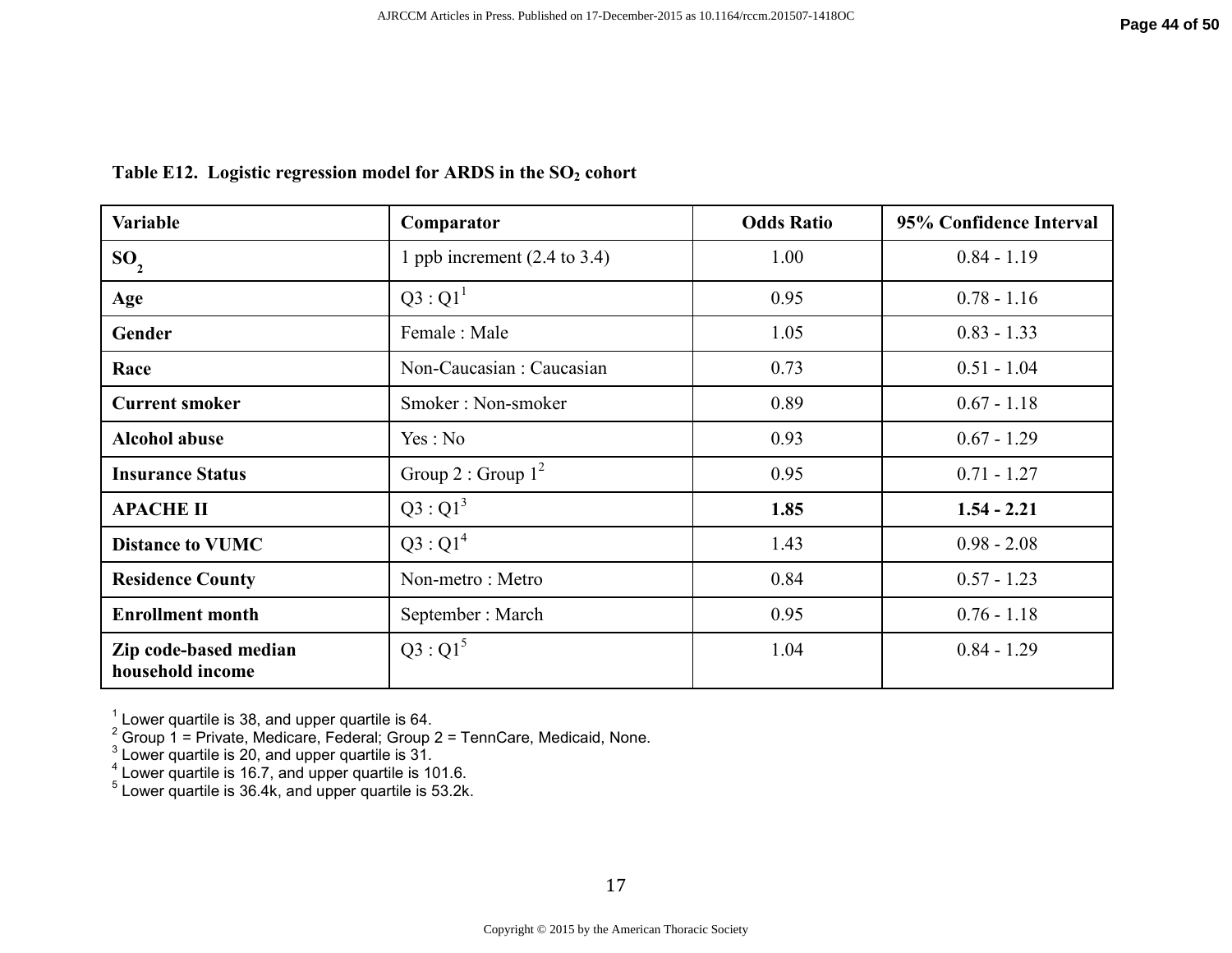**Table E12. Logistic regression model for ARDS in the $SO_2$ cohort**

| Variable | Comparator | Odds Ratio | 95% Confidence Interval |
|---|---|---|---|
| **$SO_2$** | 1 ppb increment (2.4 to 3.4) | 1.00 | 0.84 - 1.19 |
| **Age** | Q3 : Q1[1] | 0.95 | 0.78 - 1.16 |
| **Gender** | Female : Male | 1.05 | 0.83 - 1.33 |
| **Race** | Non-Caucasian : Caucasian | 0.73 | 0.51 - 1.04 |
| **Current smoker** | Smoker : Non-smoker | 0.89 | 0.67 - 1.18 |
| **Alcohol abuse** | Yes : No | 0.93 | 0.67 - 1.29 |
| **Insurance Status** | Group 2 : Group 1[2] | 0.95 | 0.71 - 1.27 |
| **APACHE II** | Q3 : Q1[3] | **1.85** | **1.54 - 2.21** |
| **Distance to VUMC** | Q3 : Q1[4] | 1.43 | 0.98 - 2.08 |
| **Residence County** | Non-metro : Metro | 0.84 | 0.57 - 1.23 |
| **Enrollment month** | September : March | 0.95 | 0.76 - 1.18 |
| **Zip code-based median household income** | Q3 : Q1[5] | 1.04 | 0.84 - 1.29 |

[1] Lower quartile is 38, and upper quartile is 64.
[2] Group 1 = Private, Medicare, Federal; Group 2 = TennCare, Medicaid, None.
[3] Lower quartile is 20, and upper quartile is 31.
[4] Lower quartile is 16.7, and upper quartile is 101.6.
[5] Lower quartile is 36.4k, and upper quartile is 53.2k.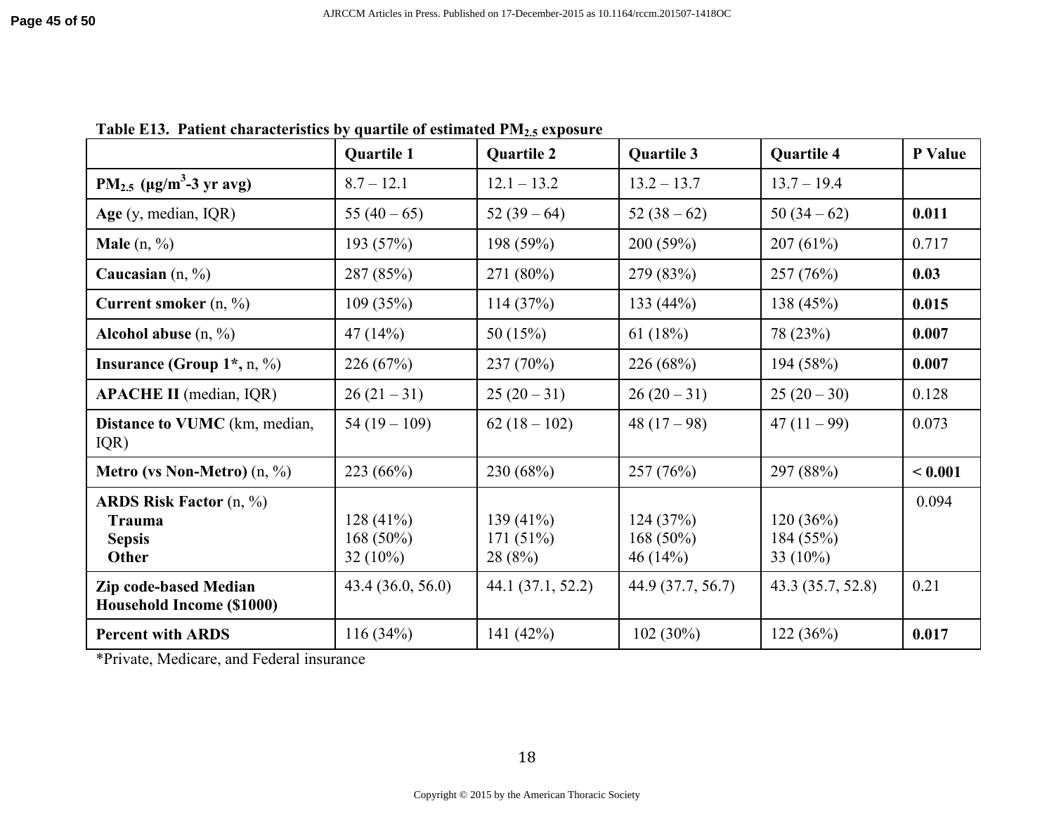**Table E13. Patient characteristics by quartile of estimated $PM_{2.5}$ exposure**

| | Quartile 1 | Quartile 2 | Quartile 3 | Quartile 4 | P Value |
|---|---|---|---|---|---|
| **$PM_{2.5}$ ($\mu g/m^3$-3 yr avg)** | 8.7 – 12.1 | 12.1 – 13.2 | 13.2 – 13.7 | 13.7 – 19.4 | |
| **Age** (y, median, IQR) | 55 (40 – 65) | 52 (39 – 64) | 52 (38 – 62) | 50 (34 – 62) | **0.011** |
| **Male** (n, %) | 193 (57%) | 198 (59%) | 200 (59%) | 207 (61%) | 0.717 |
| **Caucasian** (n, %) | 287 (85%) | 271 (80%) | 279 (83%) | 257 (76%) | **0.03** |
| **Current smoker** (n, %) | 109 (35%) | 114 (37%) | 133 (44%) | 138 (45%) | **0.015** |
| **Alcohol abuse** (n, %) | 47 (14%) | 50 (15%) | 61 (18%) | 78 (23%) | **0.007** |
| **Insurance (Group 1*,** n, %) | 226 (67%) | 237 (70%) | 226 (68%) | 194 (58%) | **0.007** |
| **APACHE II** (median, IQR) | 26 (21 – 31) | 25 (20 – 31) | 26 (20 – 31) | 25 (20 – 30) | 0.128 |
| **Distance to VUMC** (km, median, IQR) | 54 (19 – 109) | 62 (18 – 102) | 48 (17 – 98) | 47 (11 – 99) | 0.073 |
| **Metro (vs Non-Metro)** (n, %) | 223 (66%) | 230 (68%) | 257 (76%) | 297 (88%) | **< 0.001** |
| **ARDS Risk Factor** (n, %) | | | | | 0.094 |
| **Trauma** | 128 (41%) | 139 (41%) | 124 (37%) | 120 (36%) | |
| **Sepsis** | 168 (50%) | 171 (51%) | 168 (50%) | 184 (55%) | |
| **Other** | 32 (10%) | 28 (8%) | 46 (14%) | 33 (10%) | |
| **Zip code-based Median Household Income ($1000)** | 43.4 (36.0, 56.0) | 44.1 (37.1, 52.2) | 44.9 (37.7, 56.7) | 43.3 (35.7, 52.8) | 0.21 |
| **Percent with ARDS** | 116 (34%) | 141 (42%) | 102 (30%) | 122 (36%) | **0.017** |

*Private, Medicare, and Federal insurance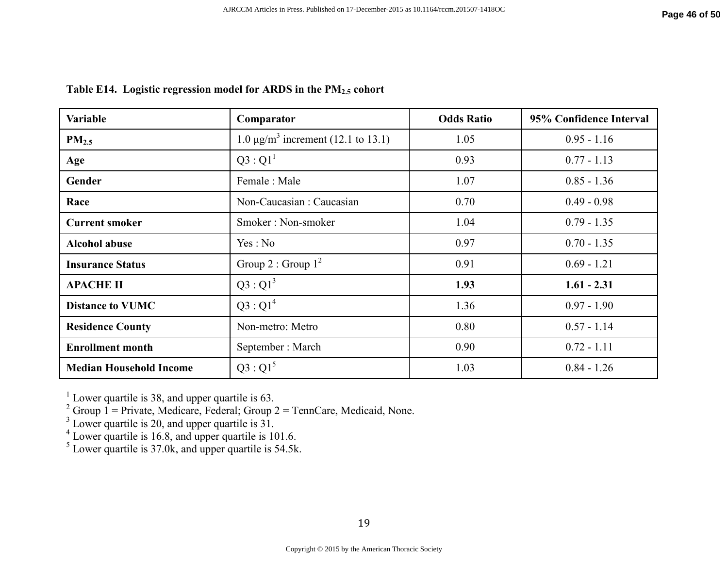**Table E14. Logistic regression model for ARDS in the $PM_{2.5}$ cohort**

| Variable | Comparator | Odds Ratio | 95% Confidence Interval |
|---|---|---|---|
| **$PM_{2.5}$** | 1.0 μg/$m^3$ increment (12.1 to 13.1) | 1.05 | 0.95 - 1.16 |
| **Age** | Q3 : Q1[1] | 0.93 | 0.77 - 1.13 |
| **Gender** | Female : Male | 1.07 | 0.85 - 1.36 |
| **Race** | Non-Caucasian : Caucasian | 0.70 | 0.49 - 0.98 |
| **Current smoker** | Smoker : Non-smoker | 1.04 | 0.79 - 1.35 |
| **Alcohol abuse** | Yes : No | 0.97 | 0.70 - 1.35 |
| **Insurance Status** | Group 2 : Group 1[2] | 0.91 | 0.69 - 1.21 |
| **APACHE II** | Q3 : Q1[3] | **1.93** | **1.61 - 2.31** |
| **Distance to VUMC** | Q3 : Q1[4] | 1.36 | 0.97 - 1.90 |
| **Residence County** | Non-metro: Metro | 0.80 | 0.57 - 1.14 |
| **Enrollment month** | September : March | 0.90 | 0.72 - 1.11 |
| **Median Household Income** | Q3 : Q1[5] | 1.03 | 0.84 - 1.26 |

[1] Lower quartile is 38, and upper quartile is 63.
[2] Group 1 = Private, Medicare, Federal; Group 2 = TennCare, Medicaid, None.
[3] Lower quartile is 20, and upper quartile is 31.
[4] Lower quartile is 16.8, and upper quartile is 101.6.
[5] Lower quartile is 37.0k, and upper quartile is 54.5k.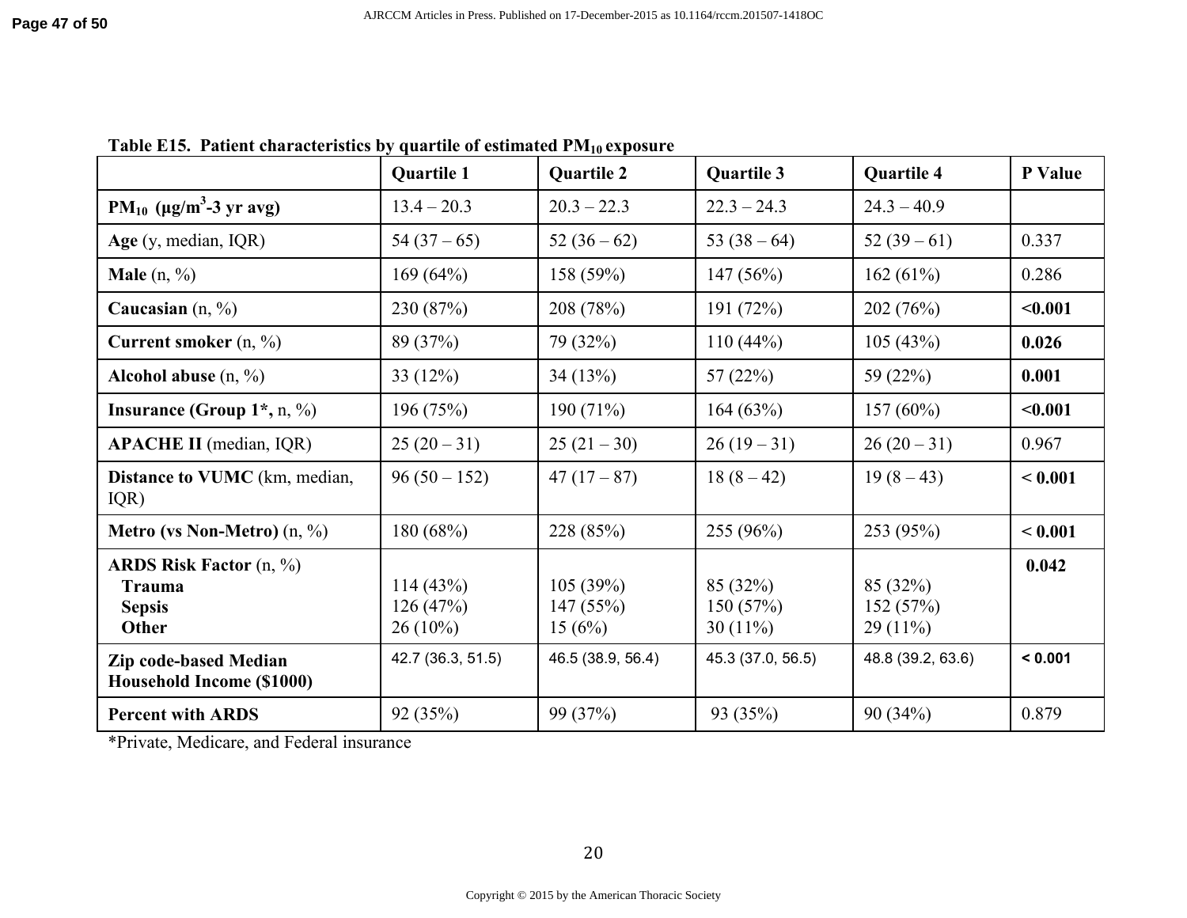**Table E15. Patient characteristics by quartile of estimated $PM_{10}$ exposure**

| | Quartile 1 | Quartile 2 | Quartile 3 | Quartile 4 | P Value |
|---|---|---|---|---|---|
| **$PM_{10}$ ($\mu g/m^3$-3 yr avg)** | 13.4 – 20.3 | 20.3 – 22.3 | 22.3 – 24.3 | 24.3 – 40.9 | |
| **Age** (y, median, IQR) | 54 (37 – 65) | 52 (36 – 62) | 53 (38 – 64) | 52 (39 – 61) | 0.337 |
| **Male** (n, %) | 169 (64%) | 158 (59%) | 147 (56%) | 162 (61%) | 0.286 |
| **Caucasian** (n, %) | 230 (87%) | 208 (78%) | 191 (72%) | 202 (76%) | **<0.001** |
| **Current smoker** (n, %) | 89 (37%) | 79 (32%) | 110 (44%) | 105 (43%) | **0.026** |
| **Alcohol abuse** (n, %) | 33 (12%) | 34 (13%) | 57 (22%) | 59 (22%) | **0.001** |
| **Insurance (Group 1*,** n, %) | 196 (75%) | 190 (71%) | 164 (63%) | 157 (60%) | **<0.001** |
| **APACHE II** (median, IQR) | 25 (20 – 31) | 25 (21 – 30) | 26 (19 – 31) | 26 (20 – 31) | 0.967 |
| **Distance to VUMC** (km, median, IQR) | 96 (50 – 152) | 47 (17 – 87) | 18 (8 – 42) | 19 (8 – 43) | **< 0.001** |
| **Metro (vs Non-Metro)** (n, %) | 180 (68%) | 228 (85%) | 255 (96%) | 253 (95%) | **< 0.001** |
| **ARDS Risk Factor** (n, %) | | | | | **0.042** |
| **Trauma** | 114 (43%) | 105 (39%) | 85 (32%) | 85 (32%) | |
| **Sepsis** | 126 (47%) | 147 (55%) | 150 (57%) | 152 (57%) | |
| **Other** | 26 (10%) | 15 (6%) | 30 (11%) | 29 (11%) | |
| **Zip code-based Median Household Income ($1000)** | 42.7 (36.3, 51.5) | 46.5 (38.9, 56.4) | 45.3 (37.0, 56.5) | 48.8 (39.2, 63.6) | **< 0.001** |
| **Percent with ARDS** | 92 (35%) | 99 (37%) | 93 (35%) | 90 (34%) | 0.879 |

*Private, Medicare, and Federal insurance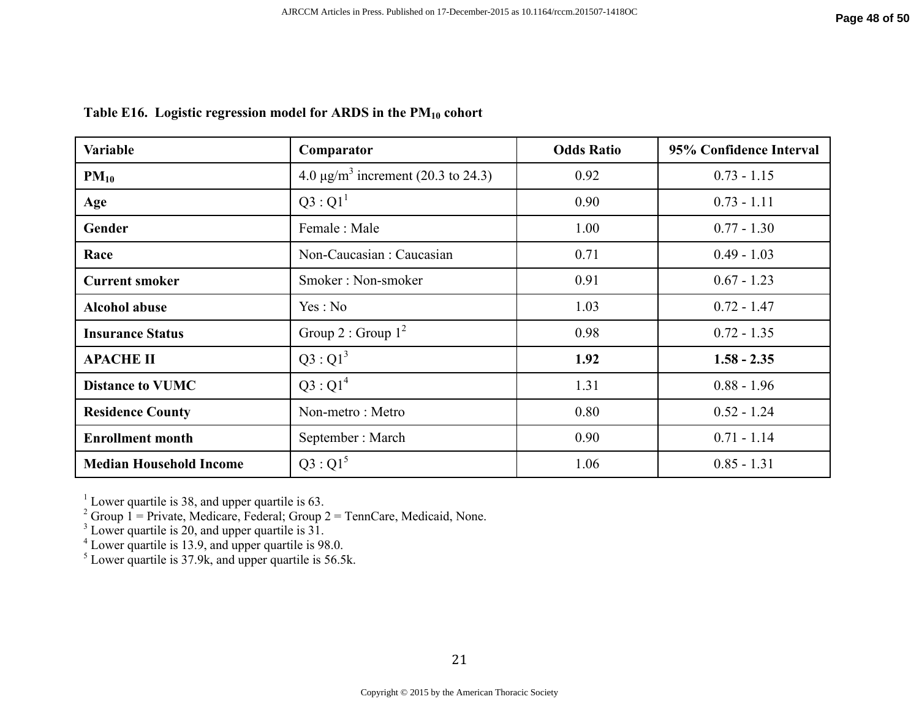**Table E16. Logistic regression model for ARDS in the $PM_{10}$ cohort**

| Variable | Comparator | Odds Ratio | 95% Confidence Interval |
|---|---|---|---|
| **$PM_{10}$** | 4.0 μg/$m^3$ increment (20.3 to 24.3) | 0.92 | 0.73 - 1.15 |
| **Age** | Q3 : Q1[1] | 0.90 | 0.73 - 1.11 |
| **Gender** | Female : Male | 1.00 | 0.77 - 1.30 |
| **Race** | Non-Caucasian : Caucasian | 0.71 | 0.49 - 1.03 |
| **Current smoker** | Smoker : Non-smoker | 0.91 | 0.67 - 1.23 |
| **Alcohol abuse** | Yes : No | 1.03 | 0.72 - 1.47 |
| **Insurance Status** | Group 2 : Group 1[2] | 0.98 | 0.72 - 1.35 |
| **APACHE II** | Q3 : Q1[3] | **1.92** | **1.58 - 2.35** |
| **Distance to VUMC** | Q3 : Q1[4] | 1.31 | 0.88 - 1.96 |
| **Residence County** | Non-metro : Metro | 0.80 | 0.52 - 1.24 |
| **Enrollment month** | September : March | 0.90 | 0.71 - 1.14 |
| **Median Household Income** | Q3 : Q1[5] | 1.06 | 0.85 - 1.31 |

[1] Lower quartile is 38, and upper quartile is 63.
[2] Group 1 = Private, Medicare, Federal; Group 2 = TennCare, Medicaid, None.
[3] Lower quartile is 20, and upper quartile is 31.
[4] Lower quartile is 13.9, and upper quartile is 98.0.
[5] Lower quartile is 37.9k, and upper quartile is 56.5k.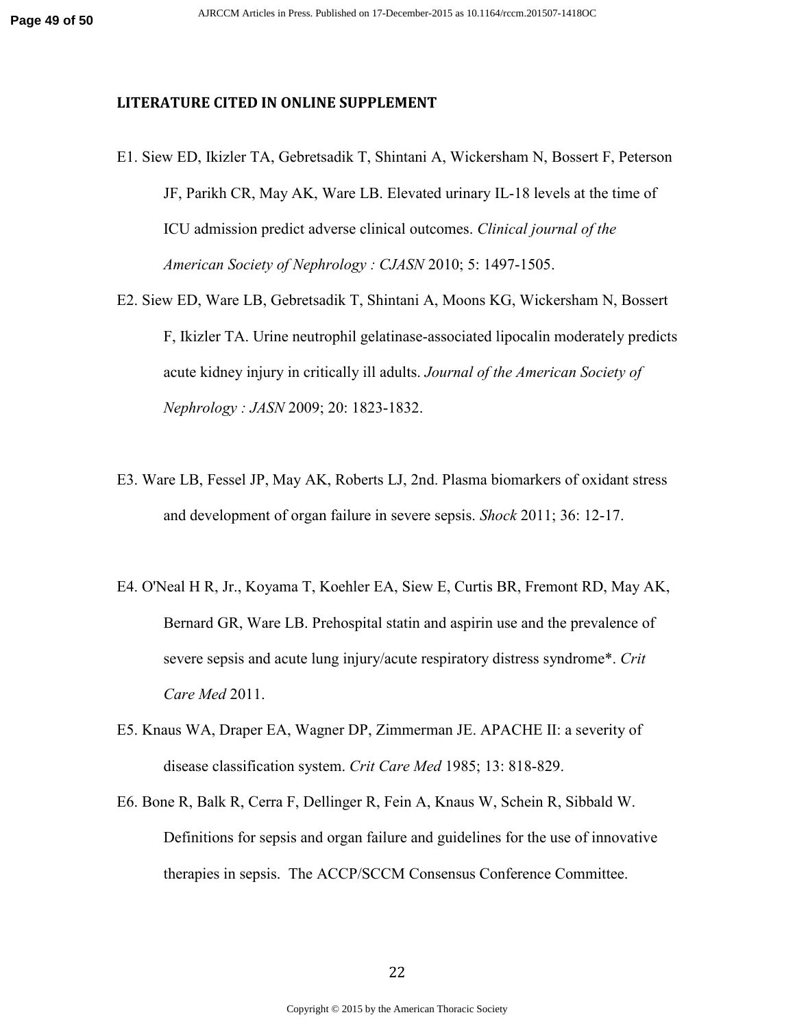## LITERATURE CITED IN ONLINE SUPPLEMENT

E1. Siew ED, Ikizler TA, Gebretsadik T, Shintani A, Wickersham N, Bossert F, Peterson JF, Parikh CR, May AK, Ware LB. Elevated urinary IL-18 levels at the time of ICU admission predict adverse clinical outcomes. *Clinical journal of the American Society of Nephrology : CJASN* 2010; 5: 1497-1505.

E2. Siew ED, Ware LB, Gebretsadik T, Shintani A, Moons KG, Wickersham N, Bossert F, Ikizler TA. Urine neutrophil gelatinase-associated lipocalin moderately predicts acute kidney injury in critically ill adults. *Journal of the American Society of Nephrology : JASN* 2009; 20: 1823-1832.

E3. Ware LB, Fessel JP, May AK, Roberts LJ, 2nd. Plasma biomarkers of oxidant stress and development of organ failure in severe sepsis. *Shock* 2011; 36: 12-17.

E4. O'Neal H R, Jr., Koyama T, Koehler EA, Siew E, Curtis BR, Fremont RD, May AK, Bernard GR, Ware LB. Prehospital statin and aspirin use and the prevalence of severe sepsis and acute lung injury/acute respiratory distress syndrome*. *Crit Care Med* 2011.

E5. Knaus WA, Draper EA, Wagner DP, Zimmerman JE. APACHE II: a severity of disease classification system. *Crit Care Med* 1985; 13: 818-829.

E6. Bone R, Balk R, Cerra F, Dellinger R, Fein A, Knaus W, Schein R, Sibbald W. Definitions for sepsis and organ failure and guidelines for the use of innovative therapies in sepsis. The ACCP/SCCM Consensus Conference Committee.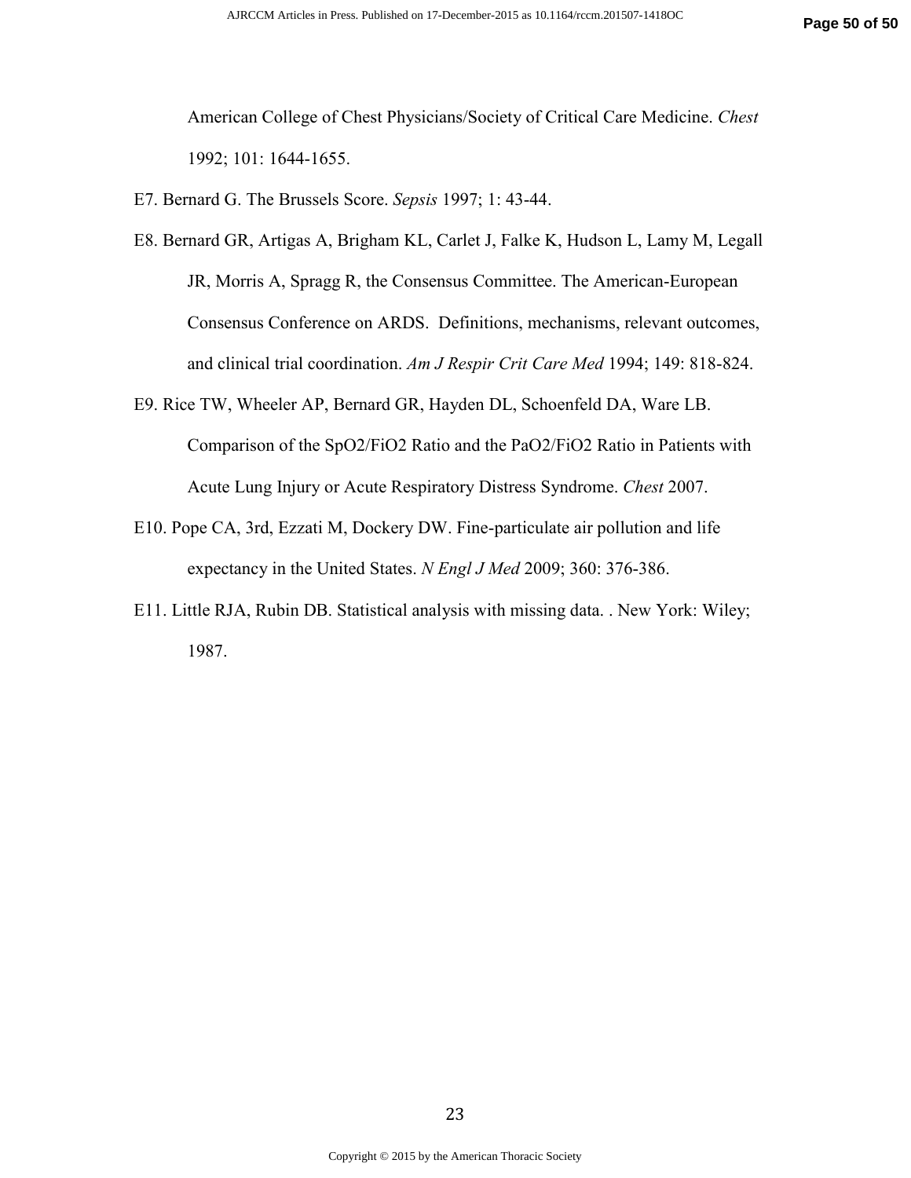American College of Chest Physicians/Society of Critical Care Medicine. *Chest* 1992; 101: 1644-1655.

E7. Bernard G. The Brussels Score. *Sepsis* 1997; 1: 43-44.

E8. Bernard GR, Artigas A, Brigham KL, Carlet J, Falke K, Hudson L, Lamy M, Legall JR, Morris A, Spragg R, the Consensus Committee. The American-European Consensus Conference on ARDS. Definitions, mechanisms, relevant outcomes, and clinical trial coordination. *Am J Respir Crit Care Med* 1994; 149: 818-824.

E9. Rice TW, Wheeler AP, Bernard GR, Hayden DL, Schoenfeld DA, Ware LB. Comparison of the SpO2/FiO2 Ratio and the PaO2/FiO2 Ratio in Patients with Acute Lung Injury or Acute Respiratory Distress Syndrome. *Chest* 2007.

E10. Pope CA, 3rd, Ezzati M, Dockery DW. Fine-particulate air pollution and life expectancy in the United States. *N Engl J Med* 2009; 360: 376-386.

E11. Little RJA, Rubin DB. Statistical analysis with missing data. . New York: Wiley; 1987.